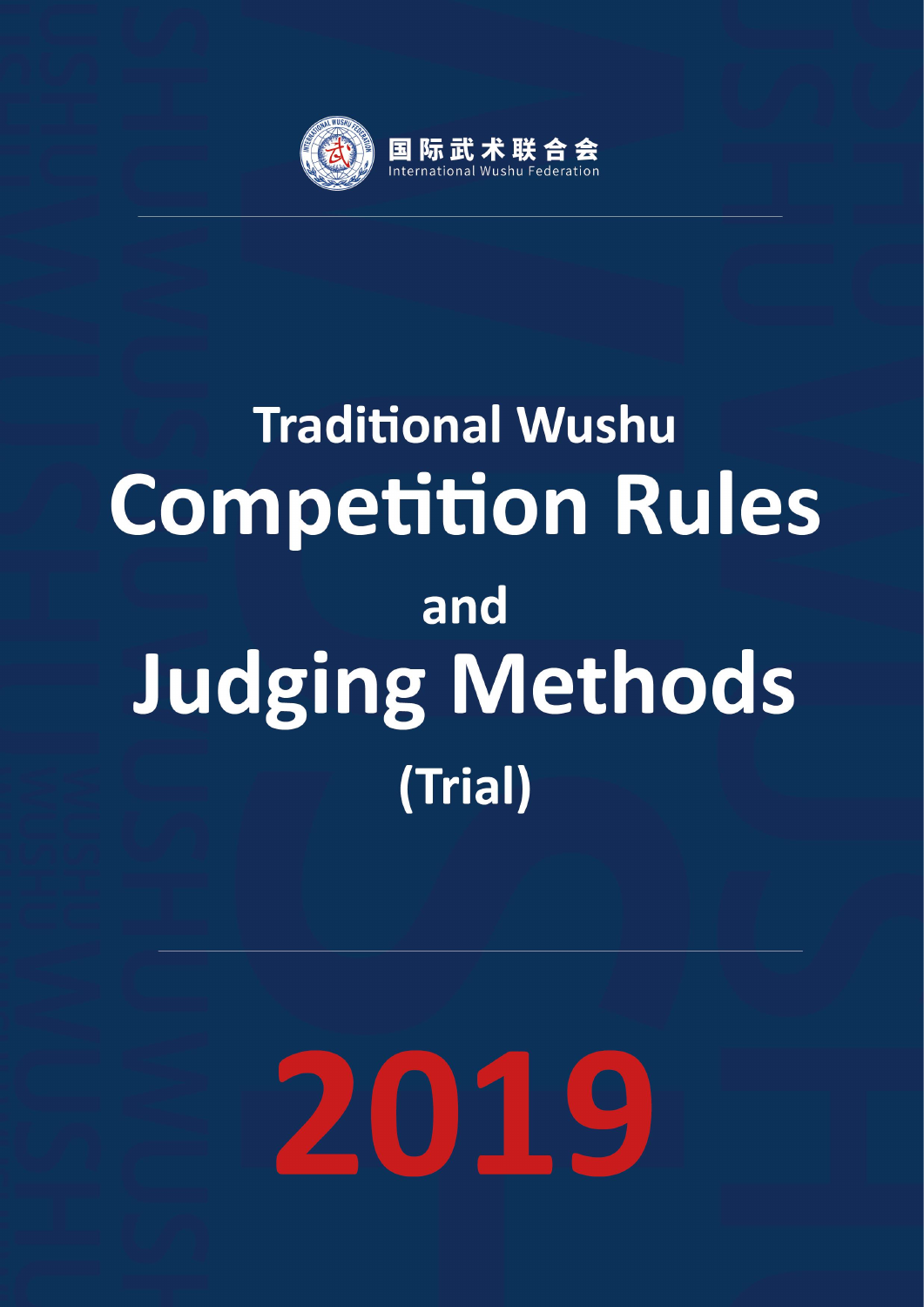国际武术联合会
International Wushu Federation

# Traditional Wushu Competition Rules and Judging Methods (Trial)

# 2019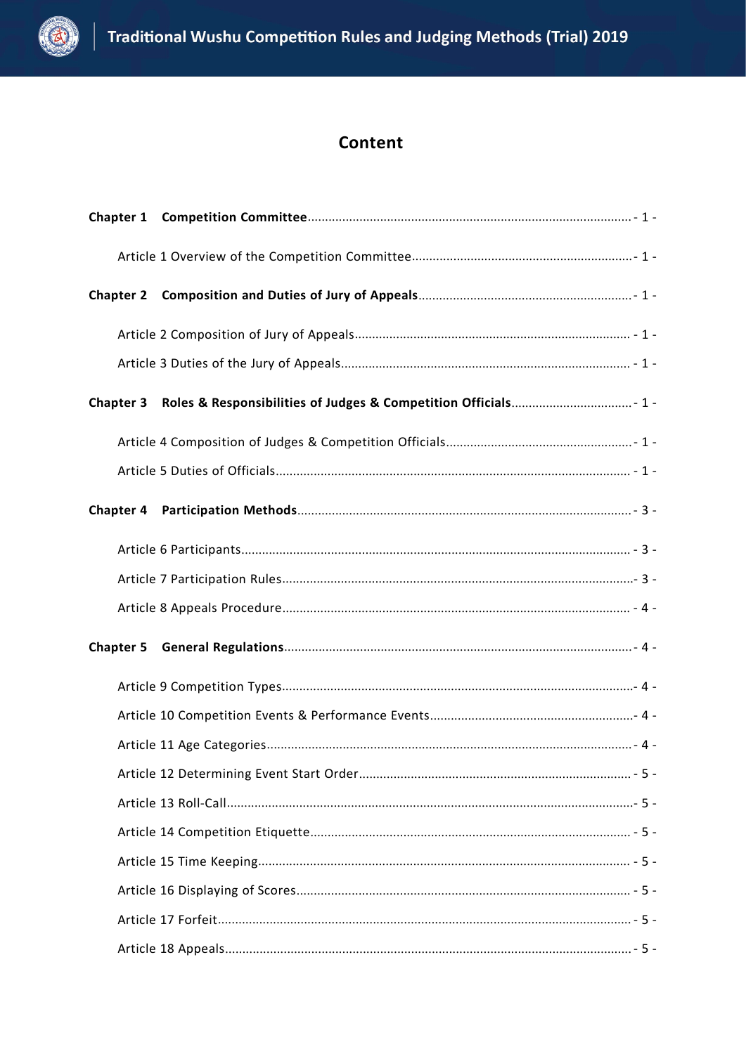# Content

**Chapter 1 Competition Committee** ............................................................ - 1 -

Article 1 Overview of the Competition Committee ............................................................ - 1 -

**Chapter 2 Composition and Duties of Jury of Appeals** ............................................................ - 1 -

Article 2 Composition of Jury of Appeals ............................................................ - 1 -

Article 3 Duties of the Jury of Appeals ............................................................ - 1 -

**Chapter 3 Roles & Responsibilities of Judges & Competition Officials** ............................................................ - 1 -

Article 4 Composition of Judges & Competition Officials ............................................................ - 1 -

Article 5 Duties of Officials ............................................................ - 1 -

**Chapter 4 Participation Methods** ............................................................ - 3 -

Article 6 Participants ............................................................ - 3 -

Article 7 Participation Rules ............................................................ - 3 -

Article 8 Appeals Procedure ............................................................ - 4 -

**Chapter 5 General Regulations** ............................................................ - 4 -

Article 9 Competition Types ............................................................ - 4 -

Article 10 Competition Events & Performance Events ............................................................ - 4 -

Article 11 Age Categories ............................................................ - 4 -

Article 12 Determining Event Start Order ............................................................ - 5 -

Article 13 Roll-Call ............................................................ - 5 -

Article 14 Competition Etiquette ............................................................ - 5 -

Article 15 Time Keeping ............................................................ - 5 -

Article 16 Displaying of Scores ............................................................ - 5 -

Article 17 Forfeit ............................................................ - 5 -

Article 18 Appeals ............................................................ - 5 -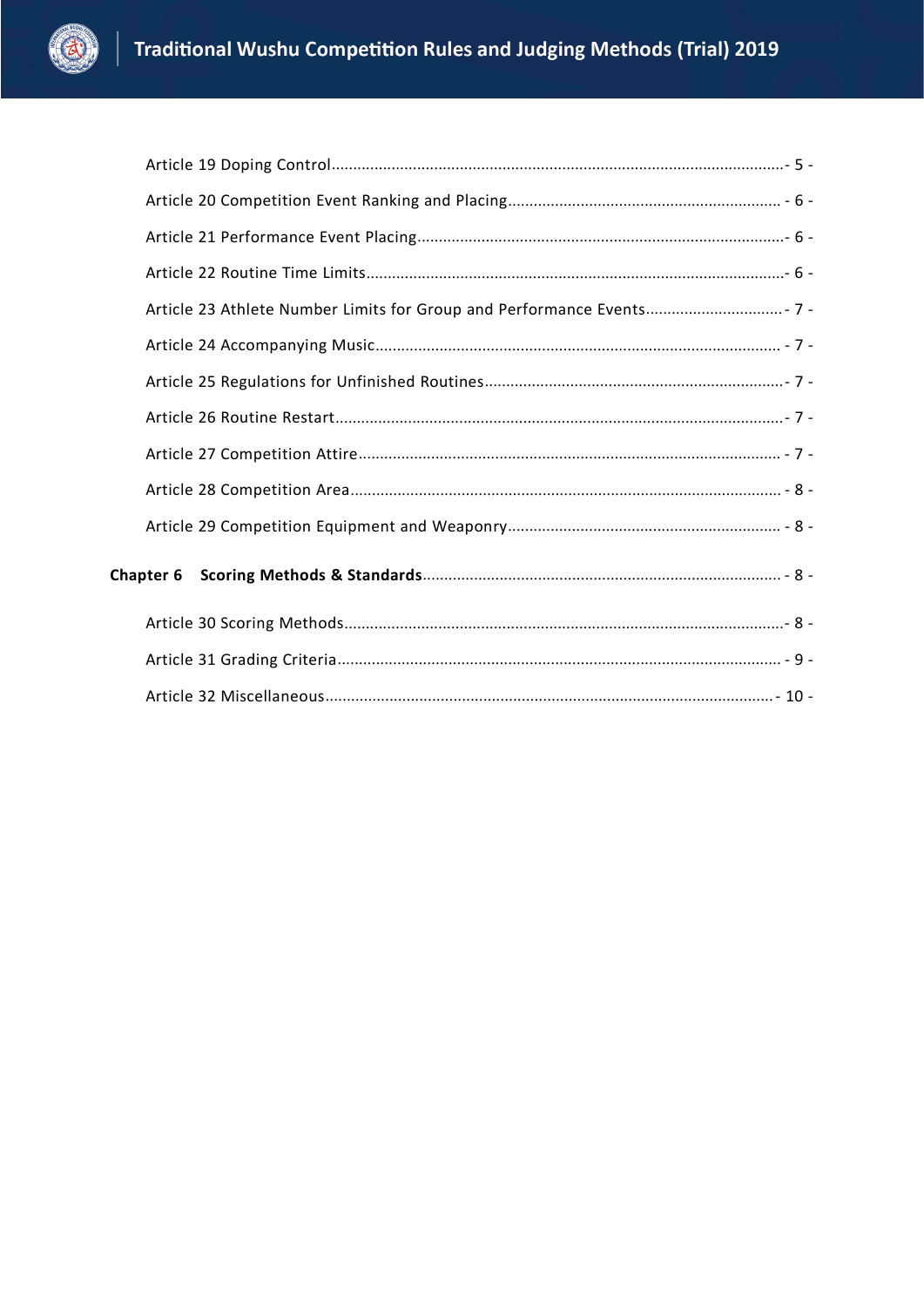Article 19 Doping Control - 5 -

Article 20 Competition Event Ranking and Placing - 6 -

Article 21 Performance Event Placing - 6 -

Article 22 Routine Time Limits - 6 -

Article 23 Athlete Number Limits for Group and Performance Events - 7 -

Article 24 Accompanying Music - 7 -

Article 25 Regulations for Unfinished Routines - 7 -

Article 26 Routine Restart - 7 -

Article 27 Competition Attire - 7 -

Article 28 Competition Area - 8 -

Article 29 Competition Equipment and Weaponry - 8 -

**Chapter 6 Scoring Methods & Standards** - 8 -

Article 30 Scoring Methods - 8 -

Article 31 Grading Criteria - 9 -

Article 32 Miscellaneous - 10 -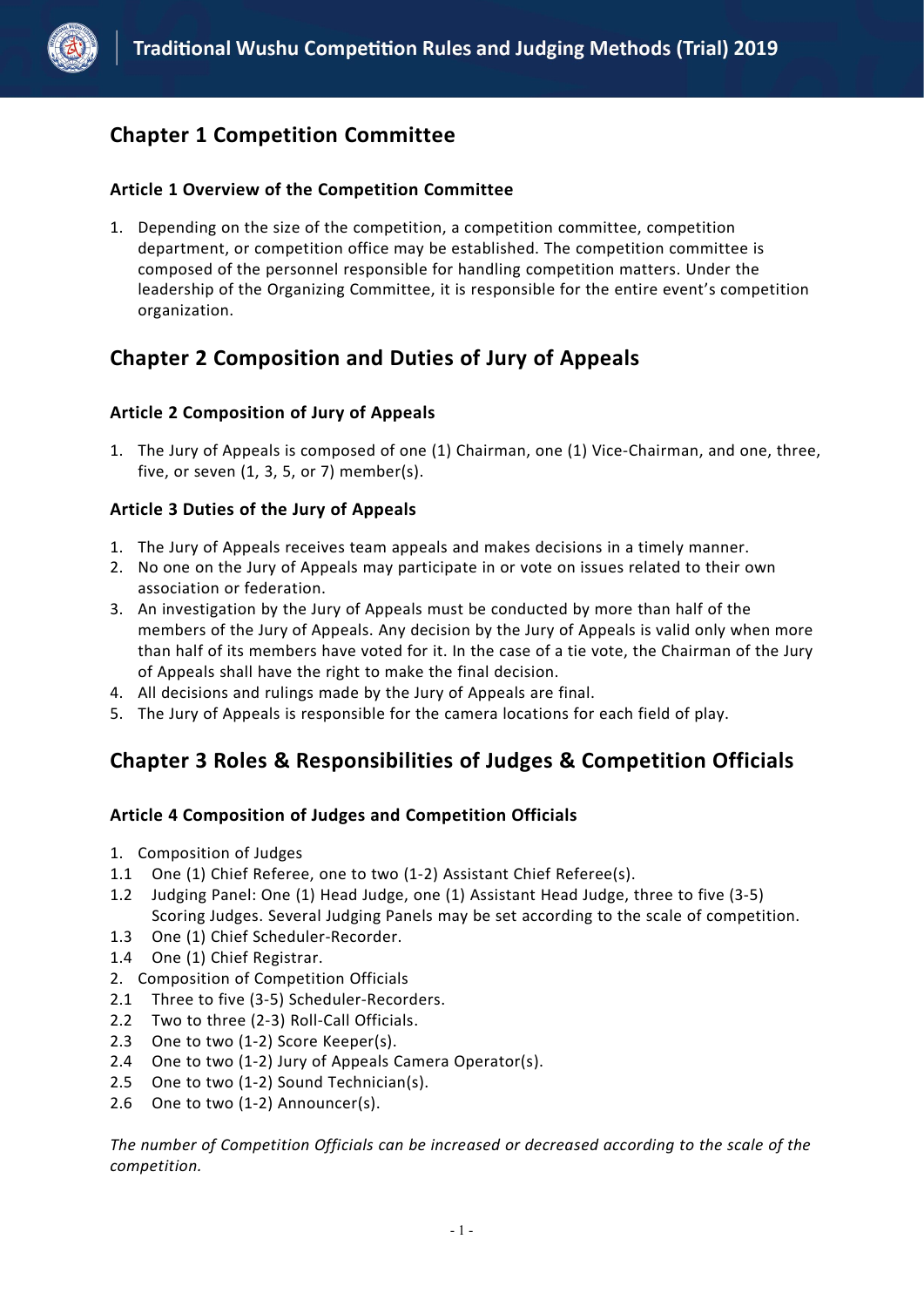# Chapter 1 Competition Committee

### Article 1 Overview of the Competition Committee

1. Depending on the size of the competition, a competition committee, competition department, or competition office may be established. The competition committee is composed of the personnel responsible for handling competition matters. Under the leadership of the Organizing Committee, it is responsible for the entire event's competition organization.

# Chapter 2 Composition and Duties of Jury of Appeals

### Article 2 Composition of Jury of Appeals

1. The Jury of Appeals is composed of one (1) Chairman, one (1) Vice-Chairman, and one, three, five, or seven (1, 3, 5, or 7) member(s).

### Article 3 Duties of the Jury of Appeals

1. The Jury of Appeals receives team appeals and makes decisions in a timely manner.
2. No one on the Jury of Appeals may participate in or vote on issues related to their own association or federation.
3. An investigation by the Jury of Appeals must be conducted by more than half of the members of the Jury of Appeals. Any decision by the Jury of Appeals is valid only when more than half of its members have voted for it. In the case of a tie vote, the Chairman of the Jury of Appeals shall have the right to make the final decision.
4. All decisions and rulings made by the Jury of Appeals are final.
5. The Jury of Appeals is responsible for the camera locations for each field of play.

# Chapter 3 Roles & Responsibilities of Judges & Competition Officials

### Article 4 Composition of Judges and Competition Officials

1. Composition of Judges

1.1 One (1) Chief Referee, one to two (1-2) Assistant Chief Referee(s).

1.2 Judging Panel: One (1) Head Judge, one (1) Assistant Head Judge, three to five (3-5) Scoring Judges. Several Judging Panels may be set according to the scale of competition.

1.3 One (1) Chief Scheduler-Recorder.

1.4 One (1) Chief Registrar.

2. Composition of Competition Officials

2.1 Three to five (3-5) Scheduler-Recorders.

2.2 Two to three (2-3) Roll-Call Officials.

2.3 One to two (1-2) Score Keeper(s).

2.4 One to two (1-2) Jury of Appeals Camera Operator(s).

2.5 One to two (1-2) Sound Technician(s).

2.6 One to two (1-2) Announcer(s).

*The number of Competition Officials can be increased or decreased according to the scale of the competition.*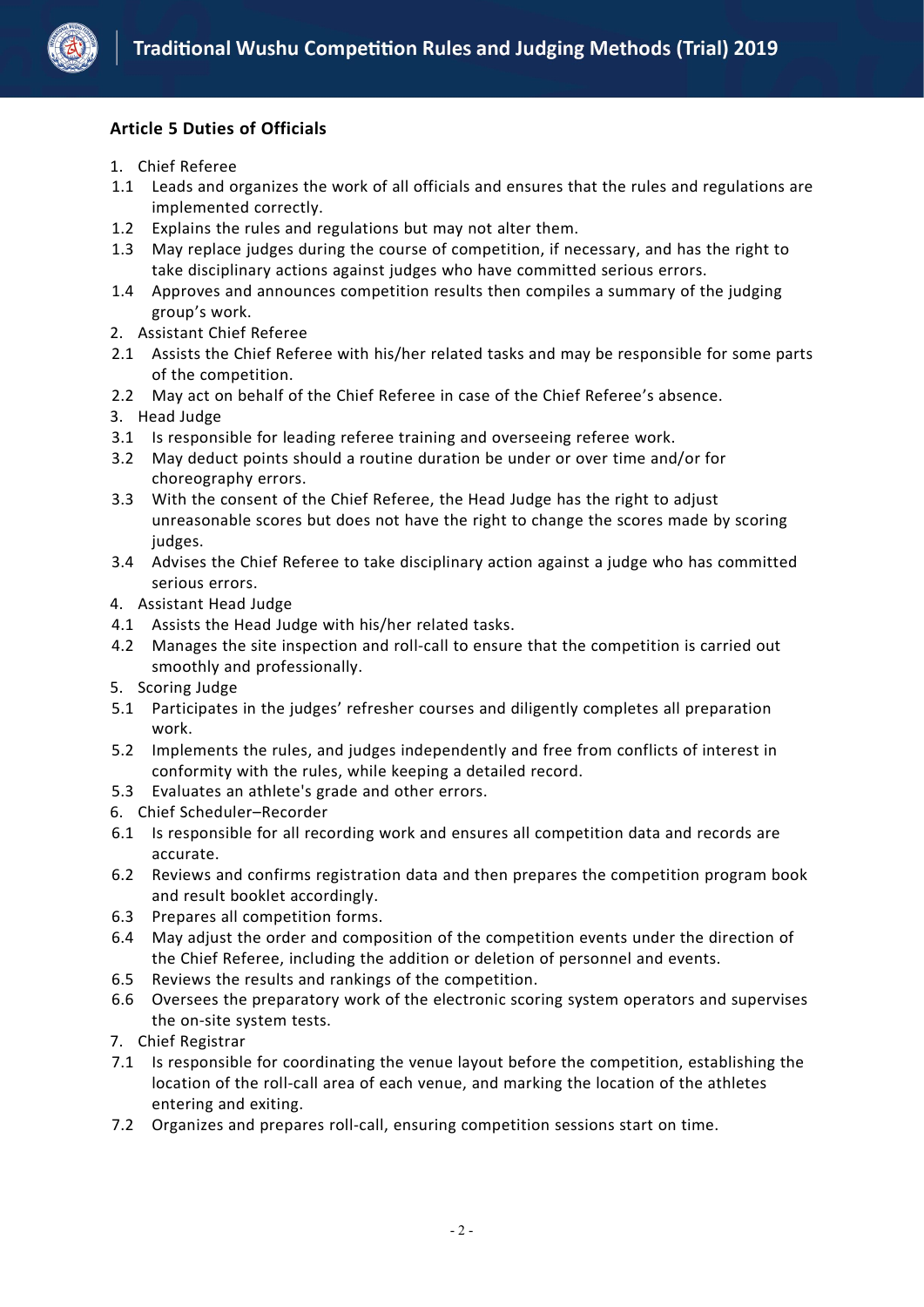### Article 5 Duties of Officials

1. Chief Referee
   - 1.1 Leads and organizes the work of all officials and ensures that the rules and regulations are implemented correctly.
   - 1.2 Explains the rules and regulations but may not alter them.
   - 1.3 May replace judges during the course of competition, if necessary, and has the right to take disciplinary actions against judges who have committed serious errors.
   - 1.4 Approves and announces competition results then compiles a summary of the judging group's work.
2. Assistant Chief Referee
   - 2.1 Assists the Chief Referee with his/her related tasks and may be responsible for some parts of the competition.
   - 2.2 May act on behalf of the Chief Referee in case of the Chief Referee's absence.
3. Head Judge
   - 3.1 Is responsible for leading referee training and overseeing referee work.
   - 3.2 May deduct points should a routine duration be under or over time and/or for choreography errors.
   - 3.3 With the consent of the Chief Referee, the Head Judge has the right to adjust unreasonable scores but does not have the right to change the scores made by scoring judges.
   - 3.4 Advises the Chief Referee to take disciplinary action against a judge who has committed serious errors.
4. Assistant Head Judge
   - 4.1 Assists the Head Judge with his/her related tasks.
   - 4.2 Manages the site inspection and roll-call to ensure that the competition is carried out smoothly and professionally.
5. Scoring Judge
   - 5.1 Participates in the judges' refresher courses and diligently completes all preparation work.
   - 5.2 Implements the rules, and judges independently and free from conflicts of interest in conformity with the rules, while keeping a detailed record.
   - 5.3 Evaluates an athlete's grade and other errors.
6. Chief Scheduler–Recorder
   - 6.1 Is responsible for all recording work and ensures all competition data and records are accurate.
   - 6.2 Reviews and confirms registration data and then prepares the competition program book and result booklet accordingly.
   - 6.3 Prepares all competition forms.
   - 6.4 May adjust the order and composition of the competition events under the direction of the Chief Referee, including the addition or deletion of personnel and events.
   - 6.5 Reviews the results and rankings of the competition.
   - 6.6 Oversees the preparatory work of the electronic scoring system operators and supervises the on-site system tests.
7. Chief Registrar
   - 7.1 Is responsible for coordinating the venue layout before the competition, establishing the location of the roll-call area of each venue, and marking the location of the athletes entering and exiting.
   - 7.2 Organizes and prepares roll-call, ensuring competition sessions start on time.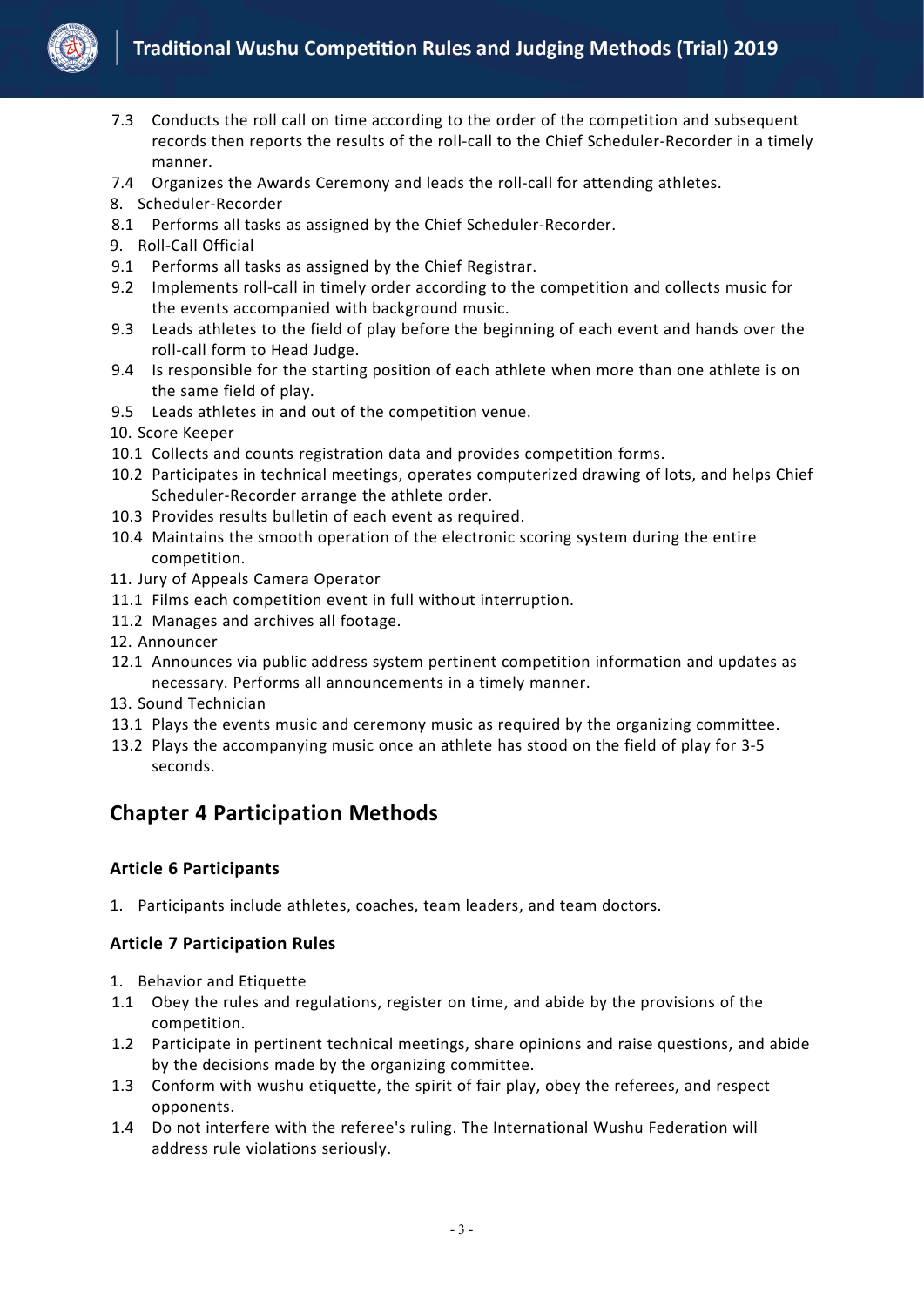7.3 Conducts the roll call on time according to the order of the competition and subsequent records then reports the results of the roll-call to the Chief Scheduler-Recorder in a timely manner.

7.4 Organizes the Awards Ceremony and leads the roll-call for attending athletes.

8. Scheduler-Recorder

8.1 Performs all tasks as assigned by the Chief Scheduler-Recorder.

9. Roll-Call Official

9.1 Performs all tasks as assigned by the Chief Registrar.

9.2 Implements roll-call in timely order according to the competition and collects music for the events accompanied with background music.

9.3 Leads athletes to the field of play before the beginning of each event and hands over the roll-call form to Head Judge.

9.4 Is responsible for the starting position of each athlete when more than one athlete is on the same field of play.

9.5 Leads athletes in and out of the competition venue.

10. Score Keeper

10.1 Collects and counts registration data and provides competition forms.

10.2 Participates in technical meetings, operates computerized drawing of lots, and helps Chief Scheduler-Recorder arrange the athlete order.

10.3 Provides results bulletin of each event as required.

10.4 Maintains the smooth operation of the electronic scoring system during the entire competition.

11. Jury of Appeals Camera Operator

11.1 Films each competition event in full without interruption.

11.2 Manages and archives all footage.

12. Announcer

12.1 Announces via public address system pertinent competition information and updates as necessary. Performs all announcements in a timely manner.

13. Sound Technician

13.1 Plays the events music and ceremony music as required by the organizing committee.

13.2 Plays the accompanying music once an athlete has stood on the field of play for 3-5 seconds.

## Chapter 4 Participation Methods

### Article 6 Participants

1. Participants include athletes, coaches, team leaders, and team doctors.

### Article 7 Participation Rules

1. Behavior and Etiquette

1.1 Obey the rules and regulations, register on time, and abide by the provisions of the competition.

1.2 Participate in pertinent technical meetings, share opinions and raise questions, and abide by the decisions made by the organizing committee.

1.3 Conform with wushu etiquette, the spirit of fair play, obey the referees, and respect opponents.

1.4 Do not interfere with the referee's ruling. The International Wushu Federation will address rule violations seriously.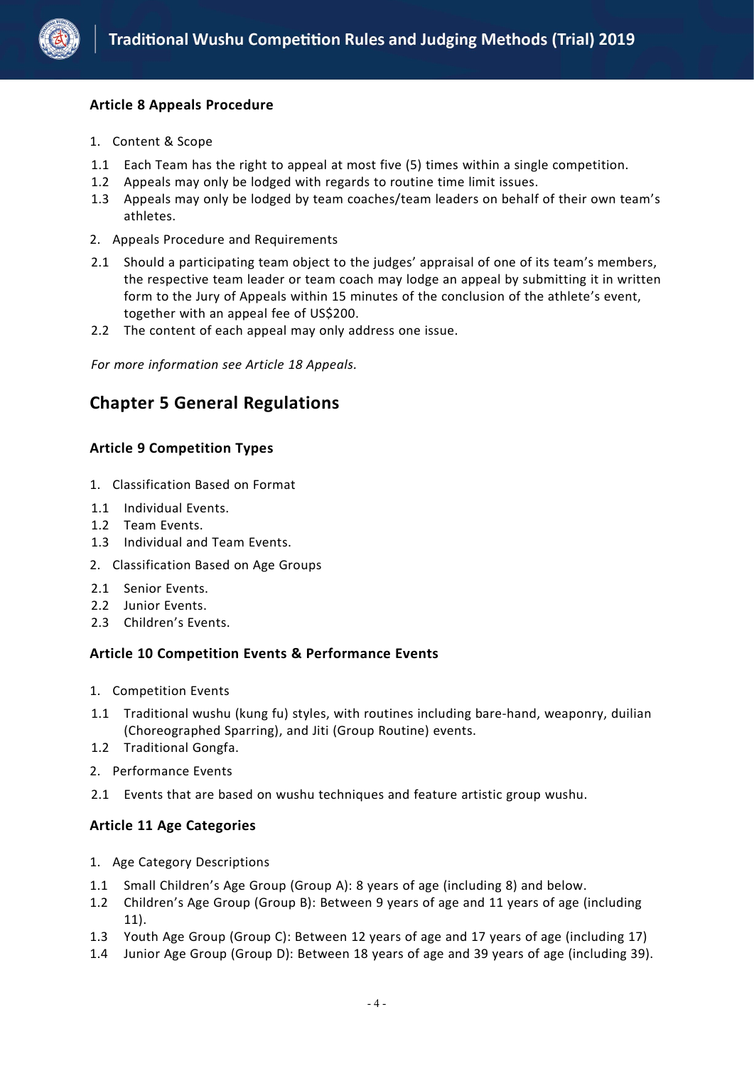### Article 8 Appeals Procedure

1. Content & Scope

1.1 Each Team has the right to appeal at most five (5) times within a single competition.
1.2 Appeals may only be lodged with regards to routine time limit issues.
1.3 Appeals may only be lodged by team coaches/team leaders on behalf of their own team's athletes.

2. Appeals Procedure and Requirements

2.1 Should a participating team object to the judges' appraisal of one of its team's members, the respective team leader or team coach may lodge an appeal by submitting it in written form to the Jury of Appeals within 15 minutes of the conclusion of the athlete's event, together with an appeal fee of US$200.
2.2 The content of each appeal may only address one issue.

*For more information see Article 18 Appeals.*

## Chapter 5 General Regulations

### Article 9 Competition Types

1. Classification Based on Format

1.1 Individual Events.
1.2 Team Events.
1.3 Individual and Team Events.

2. Classification Based on Age Groups

2.1 Senior Events.
2.2 Junior Events.
2.3 Children's Events.

### Article 10 Competition Events & Performance Events

1. Competition Events

1.1 Traditional wushu (kung fu) styles, with routines including bare-hand, weaponry, duilian (Choreographed Sparring), and Jiti (Group Routine) events.
1.2 Traditional Gongfa.

2. Performance Events

2.1 Events that are based on wushu techniques and feature artistic group wushu.

### Article 11 Age Categories

1. Age Category Descriptions

1.1 Small Children's Age Group (Group A): 8 years of age (including 8) and below.
1.2 Children's Age Group (Group B): Between 9 years of age and 11 years of age (including 11).
1.3 Youth Age Group (Group C): Between 12 years of age and 17 years of age (including 17)
1.4 Junior Age Group (Group D): Between 18 years of age and 39 years of age (including 39).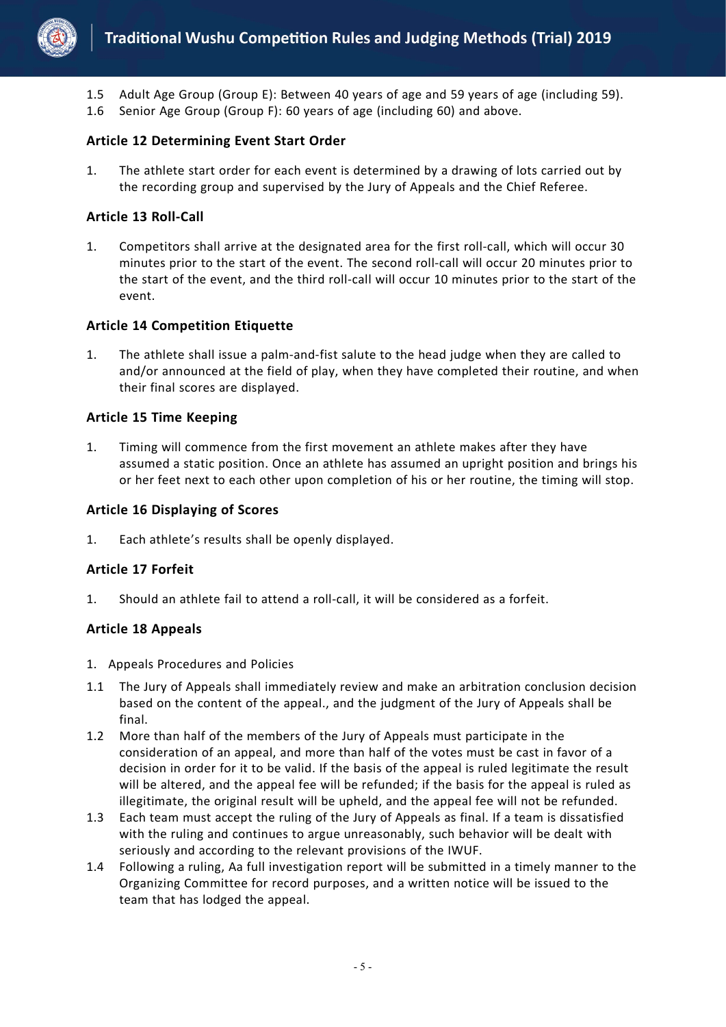1.5 Adult Age Group (Group E): Between 40 years of age and 59 years of age (including 59).
1.6 Senior Age Group (Group F): 60 years of age (including 60) and above.

### Article 12 Determining Event Start Order

1. The athlete start order for each event is determined by a drawing of lots carried out by the recording group and supervised by the Jury of Appeals and the Chief Referee.

### Article 13 Roll-Call

1. Competitors shall arrive at the designated area for the first roll-call, which will occur 30 minutes prior to the start of the event. The second roll-call will occur 20 minutes prior to the start of the event, and the third roll-call will occur 10 minutes prior to the start of the event.

### Article 14 Competition Etiquette

1. The athlete shall issue a palm-and-fist salute to the head judge when they are called to and/or announced at the field of play, when they have completed their routine, and when their final scores are displayed.

### Article 15 Time Keeping

1. Timing will commence from the first movement an athlete makes after they have assumed a static position. Once an athlete has assumed an upright position and brings his or her feet next to each other upon completion of his or her routine, the timing will stop.

### Article 16 Displaying of Scores

1. Each athlete's results shall be openly displayed.

### Article 17 Forfeit

1. Should an athlete fail to attend a roll-call, it will be considered as a forfeit.

### Article 18 Appeals

1. Appeals Procedures and Policies

1.1 The Jury of Appeals shall immediately review and make an arbitration conclusion decision based on the content of the appeal., and the judgment of the Jury of Appeals shall be final.
1.2 More than half of the members of the Jury of Appeals must participate in the consideration of an appeal, and more than half of the votes must be cast in favor of a decision in order for it to be valid. If the basis of the appeal is ruled legitimate the result will be altered, and the appeal fee will be refunded; if the basis for the appeal is ruled as illegitimate, the original result will be upheld, and the appeal fee will not be refunded.
1.3 Each team must accept the ruling of the Jury of Appeals as final. If a team is dissatisfied with the ruling and continues to argue unreasonably, such behavior will be dealt with seriously and according to the relevant provisions of the IWUF.
1.4 Following a ruling, Aa full investigation report will be submitted in a timely manner to the Organizing Committee for record purposes, and a written notice will be issued to the team that has lodged the appeal.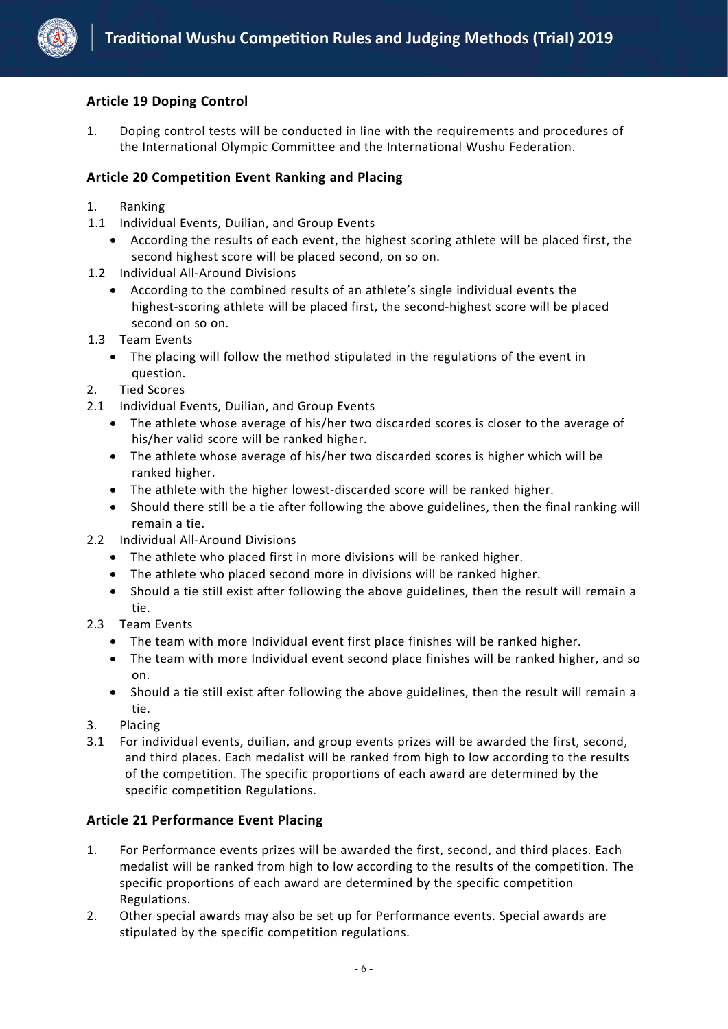### Article 19 Doping Control

1. Doping control tests will be conducted in line with the requirements and procedures of the International Olympic Committee and the International Wushu Federation.

### Article 20 Competition Event Ranking and Placing

1. Ranking

1.1 Individual Events, Duilian, and Group Events

- According the results of each event, the highest scoring athlete will be placed first, the second highest score will be placed second, on so on.

1.2 Individual All-Around Divisions

- According to the combined results of an athlete's single individual events the highest-scoring athlete will be placed first, the second-highest score will be placed second on so on.

1.3 Team Events

- The placing will follow the method stipulated in the regulations of the event in question.

2. Tied Scores

2.1 Individual Events, Duilian, and Group Events

- The athlete whose average of his/her two discarded scores is closer to the average of his/her valid score will be ranked higher.
- The athlete whose average of his/her two discarded scores is higher which will be ranked higher.
- The athlete with the higher lowest-discarded score will be ranked higher.
- Should there still be a tie after following the above guidelines, then the final ranking will remain a tie.

2.2 Individual All-Around Divisions

- The athlete who placed first in more divisions will be ranked higher.
- The athlete who placed second more in divisions will be ranked higher.
- Should a tie still exist after following the above guidelines, then the result will remain a tie.

2.3 Team Events

- The team with more Individual event first place finishes will be ranked higher.
- The team with more Individual event second place finishes will be ranked higher, and so on.
- Should a tie still exist after following the above guidelines, then the result will remain a tie.

3. Placing

3.1 For individual events, duilian, and group events prizes will be awarded the first, second, and third places. Each medalist will be ranked from high to low according to the results of the competition. The specific proportions of each award are determined by the specific competition Regulations.

### Article 21 Performance Event Placing

1. For Performance events prizes will be awarded the first, second, and third places. Each medalist will be ranked from high to low according to the results of the competition. The specific proportions of each award are determined by the specific competition Regulations.
2. Other special awards may also be set up for Performance events. Special awards are stipulated by the specific competition regulations.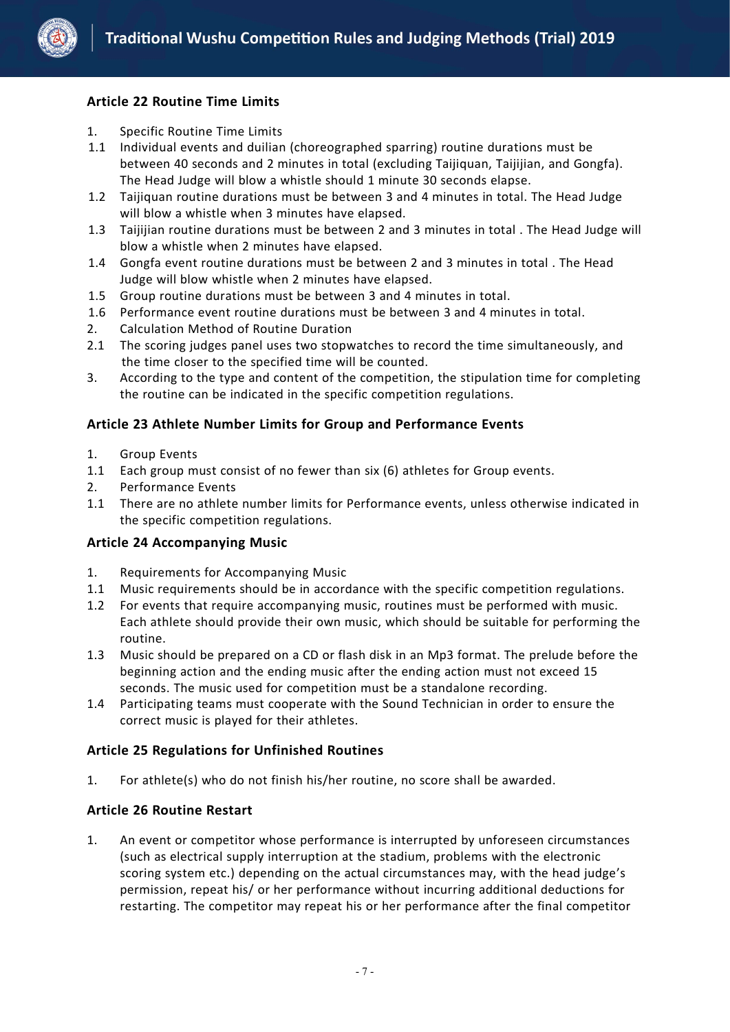### Article 22 Routine Time Limits

1. Specific Routine Time Limits
1.1 Individual events and duilian (choreographed sparring) routine durations must be between 40 seconds and 2 minutes in total (excluding Taijiquan, Taijijian, and Gongfa). The Head Judge will blow a whistle should 1 minute 30 seconds elapse.
1.2 Taijiquan routine durations must be between 3 and 4 minutes in total. The Head Judge will blow a whistle when 3 minutes have elapsed.
1.3 Taijijian routine durations must be between 2 and 3 minutes in total . The Head Judge will blow a whistle when 2 minutes have elapsed.
1.4 Gongfa event routine durations must be between 2 and 3 minutes in total . The Head Judge will blow whistle when 2 minutes have elapsed.
1.5 Group routine durations must be between 3 and 4 minutes in total.
1.6 Performance event routine durations must be between 3 and 4 minutes in total.
2. Calculation Method of Routine Duration
2.1 The scoring judges panel uses two stopwatches to record the time simultaneously, and the time closer to the specified time will be counted.
3. According to the type and content of the competition, the stipulation time for completing the routine can be indicated in the specific competition regulations.

### Article 23 Athlete Number Limits for Group and Performance Events

1. Group Events
1.1 Each group must consist of no fewer than six (6) athletes for Group events.
2. Performance Events
1.1 There are no athlete number limits for Performance events, unless otherwise indicated in the specific competition regulations.

### Article 24 Accompanying Music

1. Requirements for Accompanying Music
1.1 Music requirements should be in accordance with the specific competition regulations.
1.2 For events that require accompanying music, routines must be performed with music. Each athlete should provide their own music, which should be suitable for performing the routine.
1.3 Music should be prepared on a CD or flash disk in an Mp3 format. The prelude before the beginning action and the ending music after the ending action must not exceed 15 seconds. The music used for competition must be a standalone recording.
1.4 Participating teams must cooperate with the Sound Technician in order to ensure the correct music is played for their athletes.

### Article 25 Regulations for Unfinished Routines

1. For athlete(s) who do not finish his/her routine, no score shall be awarded.

### Article 26 Routine Restart

1. An event or competitor whose performance is interrupted by unforeseen circumstances (such as electrical supply interruption at the stadium, problems with the electronic scoring system etc.) depending on the actual circumstances may, with the head judge's permission, repeat his/ or her performance without incurring additional deductions for restarting. The competitor may repeat his or her performance after the final competitor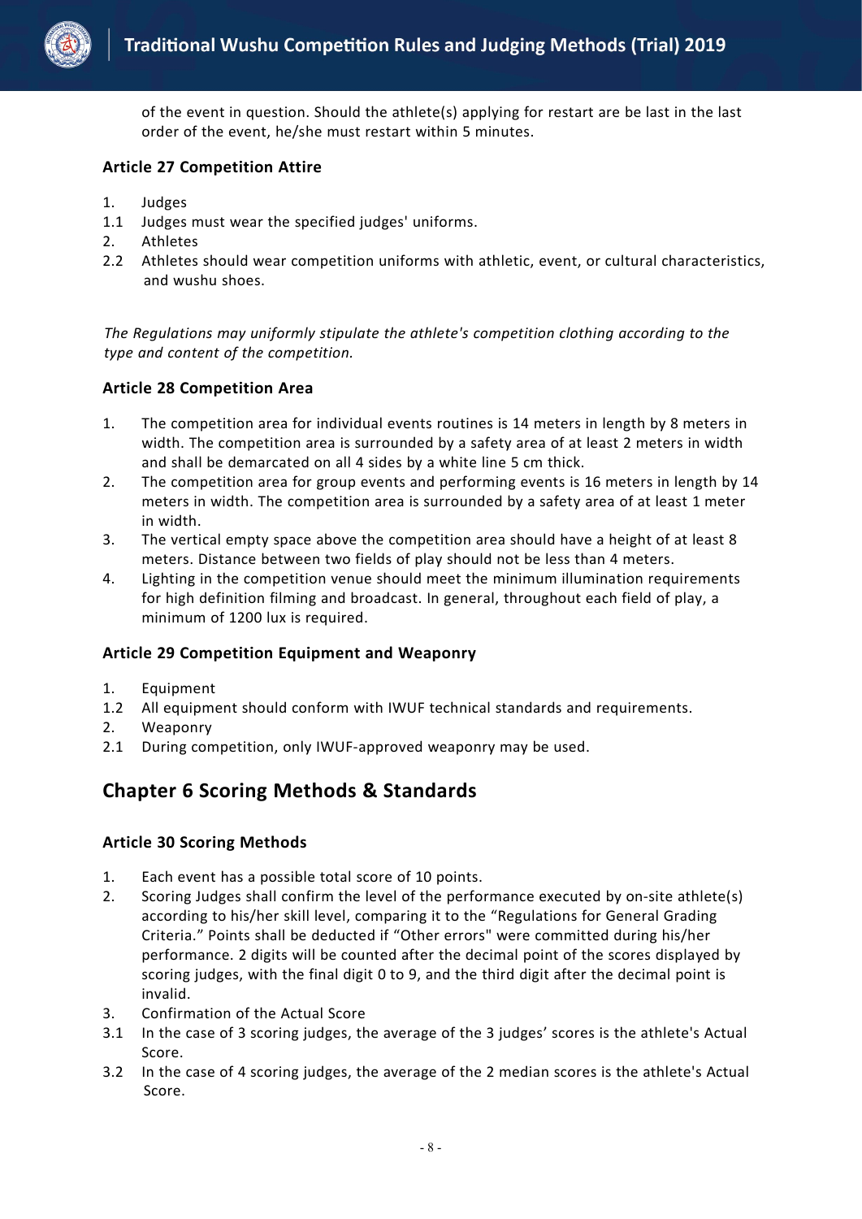of the event in question. Should the athlete(s) applying for restart are be last in the last order of the event, he/she must restart within 5 minutes.

### Article 27 Competition Attire

1. Judges
1.1 Judges must wear the specified judges' uniforms.
2. Athletes
2.2 Athletes should wear competition uniforms with athletic, event, or cultural characteristics, and wushu shoes.

*The Regulations may uniformly stipulate the athlete's competition clothing according to the type and content of the competition.*

### Article 28 Competition Area

1. The competition area for individual events routines is 14 meters in length by 8 meters in width. The competition area is surrounded by a safety area of at least 2 meters in width and shall be demarcated on all 4 sides by a white line 5 cm thick.
2. The competition area for group events and performing events is 16 meters in length by 14 meters in width. The competition area is surrounded by a safety area of at least 1 meter in width.
3. The vertical empty space above the competition area should have a height of at least 8 meters. Distance between two fields of play should not be less than 4 meters.
4. Lighting in the competition venue should meet the minimum illumination requirements for high definition filming and broadcast. In general, throughout each field of play, a minimum of 1200 lux is required.

### Article 29 Competition Equipment and Weaponry

1. Equipment
1.2 All equipment should conform with IWUF technical standards and requirements.
2. Weaponry
2.1 During competition, only IWUF-approved weaponry may be used.

## Chapter 6 Scoring Methods & Standards

### Article 30 Scoring Methods

1. Each event has a possible total score of 10 points.
2. Scoring Judges shall confirm the level of the performance executed by on-site athlete(s) according to his/her skill level, comparing it to the "Regulations for General Grading Criteria." Points shall be deducted if "Other errors" were committed during his/her performance. 2 digits will be counted after the decimal point of the scores displayed by scoring judges, with the final digit 0 to 9, and the third digit after the decimal point is invalid.
3. Confirmation of the Actual Score
3.1 In the case of 3 scoring judges, the average of the 3 judges' scores is the athlete's Actual Score.
3.2 In the case of 4 scoring judges, the average of the 2 median scores is the athlete's Actual Score.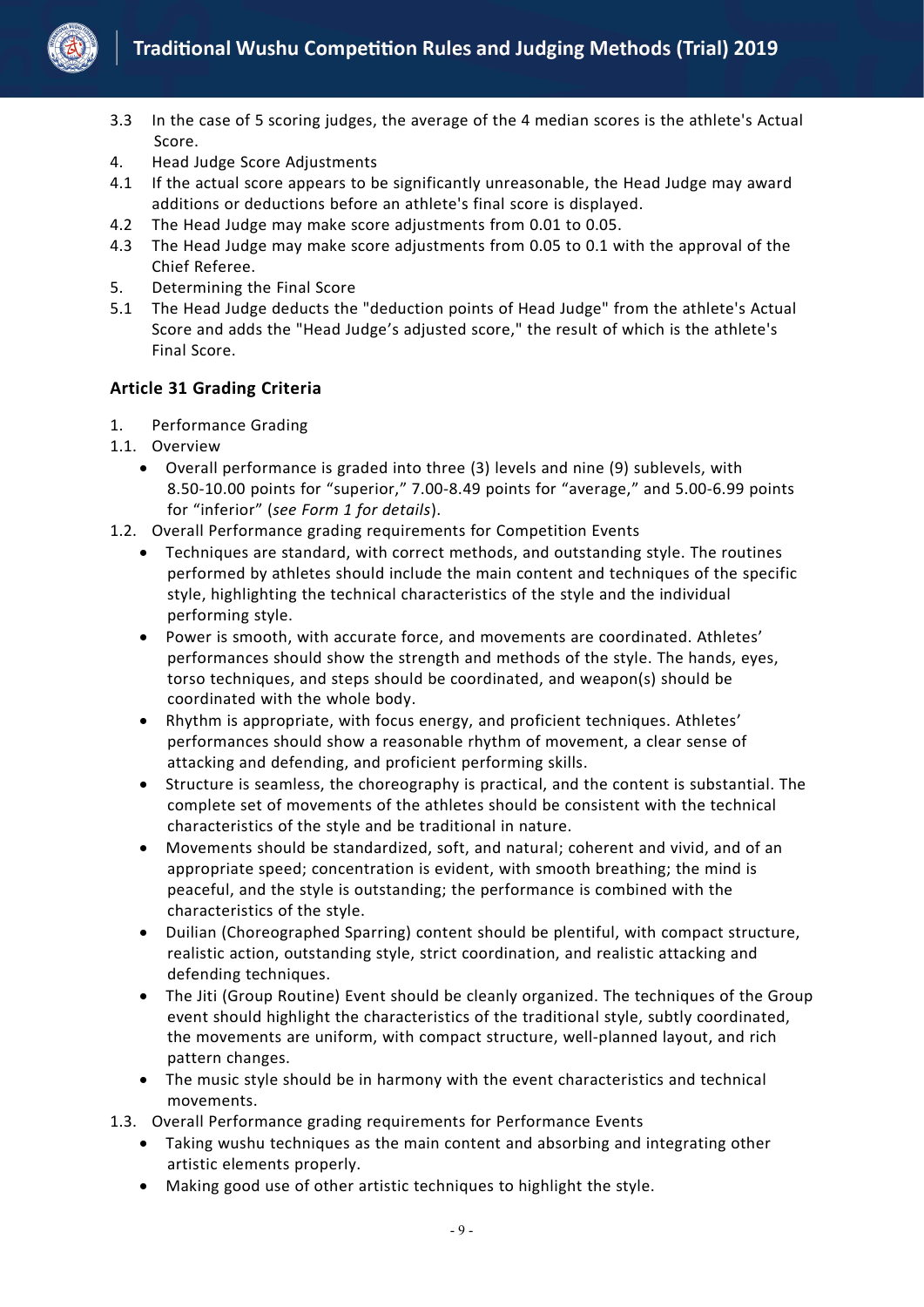3.3 In the case of 5 scoring judges, the average of the 4 median scores is the athlete's Actual Score.

4. Head Judge Score Adjustments

4.1 If the actual score appears to be significantly unreasonable, the Head Judge may award additions or deductions before an athlete's final score is displayed.

4.2 The Head Judge may make score adjustments from 0.01 to 0.05.

4.3 The Head Judge may make score adjustments from 0.05 to 0.1 with the approval of the Chief Referee.

5. Determining the Final Score

5.1 The Head Judge deducts the "deduction points of Head Judge" from the athlete's Actual Score and adds the "Head Judge's adjusted score," the result of which is the athlete's Final Score.

### Article 31 Grading Criteria

1. Performance Grading

1.1. Overview

- Overall performance is graded into three (3) levels and nine (9) sublevels, with 8.50-10.00 points for "superior," 7.00-8.49 points for "average," and 5.00-6.99 points for "inferior" (*see Form 1 for details*).

1.2. Overall Performance grading requirements for Competition Events

- Techniques are standard, with correct methods, and outstanding style. The routines performed by athletes should include the main content and techniques of the specific style, highlighting the technical characteristics of the style and the individual performing style.
- Power is smooth, with accurate force, and movements are coordinated. Athletes' performances should show the strength and methods of the style. The hands, eyes, torso techniques, and steps should be coordinated, and weapon(s) should be coordinated with the whole body.
- Rhythm is appropriate, with focus energy, and proficient techniques. Athletes' performances should show a reasonable rhythm of movement, a clear sense of attacking and defending, and proficient performing skills.
- Structure is seamless, the choreography is practical, and the content is substantial. The complete set of movements of the athletes should be consistent with the technical characteristics of the style and be traditional in nature.
- Movements should be standardized, soft, and natural; coherent and vivid, and of an appropriate speed; concentration is evident, with smooth breathing; the mind is peaceful, and the style is outstanding; the performance is combined with the characteristics of the style.
- Duilian (Choreographed Sparring) content should be plentiful, with compact structure, realistic action, outstanding style, strict coordination, and realistic attacking and defending techniques.
- The Jiti (Group Routine) Event should be cleanly organized. The techniques of the Group event should highlight the characteristics of the traditional style, subtly coordinated, the movements are uniform, with compact structure, well-planned layout, and rich pattern changes.
- The music style should be in harmony with the event characteristics and technical movements.

1.3. Overall Performance grading requirements for Performance Events

- Taking wushu techniques as the main content and absorbing and integrating other artistic elements properly.
- Making good use of other artistic techniques to highlight the style.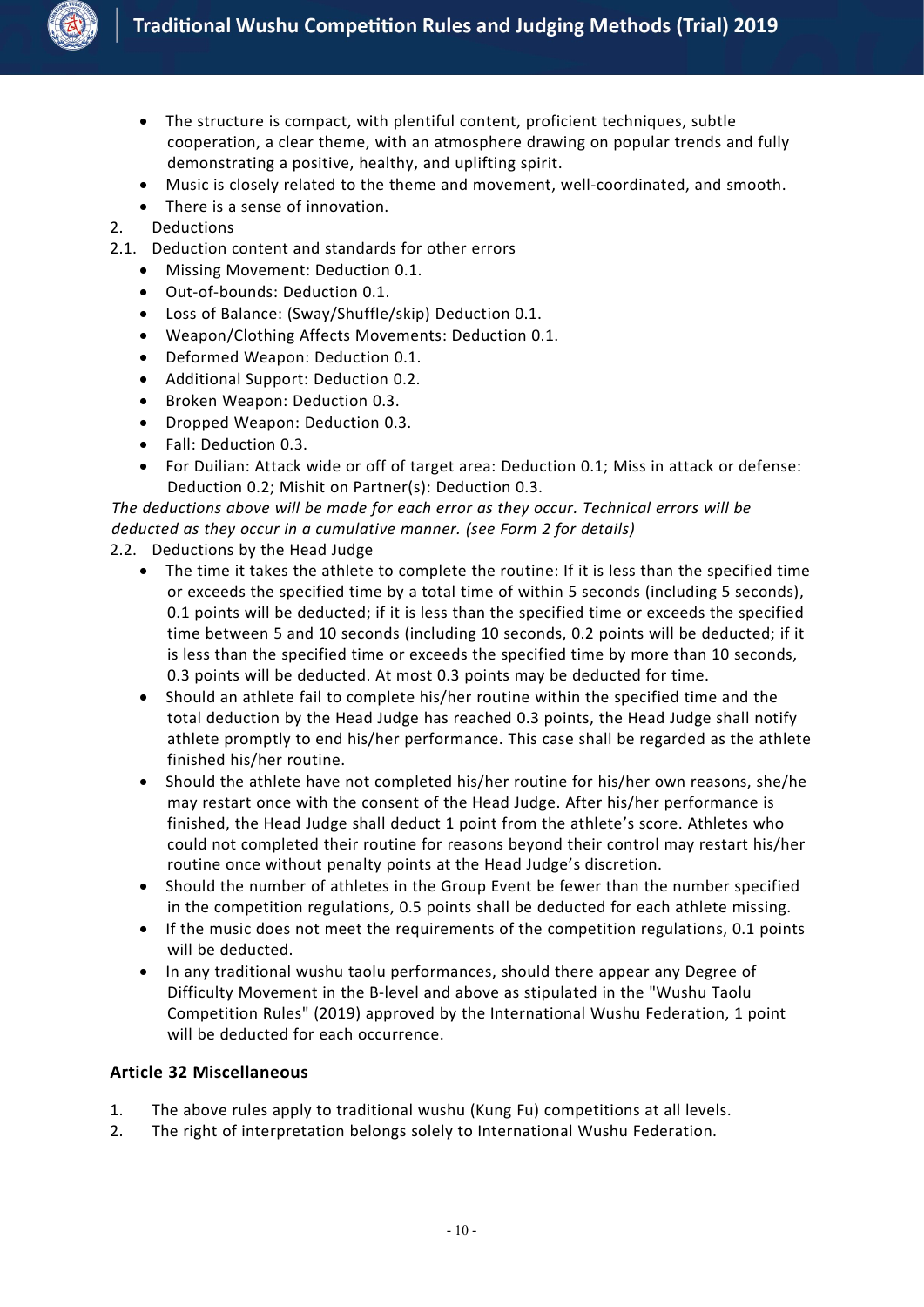- The structure is compact, with plentiful content, proficient techniques, subtle cooperation, a clear theme, with an atmosphere drawing on popular trends and fully demonstrating a positive, healthy, and uplifting spirit.
- Music is closely related to the theme and movement, well-coordinated, and smooth.
- There is a sense of innovation.

2. Deductions

2.1. Deduction content and standards for other errors

- Missing Movement: Deduction 0.1.
- Out-of-bounds: Deduction 0.1.
- Loss of Balance: (Sway/Shuffle/skip) Deduction 0.1.
- Weapon/Clothing Affects Movements: Deduction 0.1.
- Deformed Weapon: Deduction 0.1.
- Additional Support: Deduction 0.2.
- Broken Weapon: Deduction 0.3.
- Dropped Weapon: Deduction 0.3.
- Fall: Deduction 0.3.
- For Duilian: Attack wide or off of target area: Deduction 0.1; Miss in attack or defense: Deduction 0.2; Mishit on Partner(s): Deduction 0.3.

*The deductions above will be made for each error as they occur. Technical errors will be deducted as they occur in a cumulative manner. (see Form 2 for details)*

2.2. Deductions by the Head Judge

- The time it takes the athlete to complete the routine: If it is less than the specified time or exceeds the specified time by a total time of within 5 seconds (including 5 seconds), 0.1 points will be deducted; if it is less than the specified time or exceeds the specified time between 5 and 10 seconds (including 10 seconds, 0.2 points will be deducted; if it is less than the specified time or exceeds the specified time by more than 10 seconds, 0.3 points will be deducted. At most 0.3 points may be deducted for time.
- Should an athlete fail to complete his/her routine within the specified time and the total deduction by the Head Judge has reached 0.3 points, the Head Judge shall notify athlete promptly to end his/her performance. This case shall be regarded as the athlete finished his/her routine.
- Should the athlete have not completed his/her routine for his/her own reasons, she/he may restart once with the consent of the Head Judge. After his/her performance is finished, the Head Judge shall deduct 1 point from the athlete's score. Athletes who could not completed their routine for reasons beyond their control may restart his/her routine once without penalty points at the Head Judge's discretion.
- Should the number of athletes in the Group Event be fewer than the number specified in the competition regulations, 0.5 points shall be deducted for each athlete missing.
- If the music does not meet the requirements of the competition regulations, 0.1 points will be deducted.
- In any traditional wushu taolu performances, should there appear any Degree of Difficulty Movement in the B-level and above as stipulated in the "Wushu Taolu Competition Rules" (2019) approved by the International Wushu Federation, 1 point will be deducted for each occurrence.

### Article 32 Miscellaneous

1. The above rules apply to traditional wushu (Kung Fu) competitions at all levels.
2. The right of interpretation belongs solely to International Wushu Federation.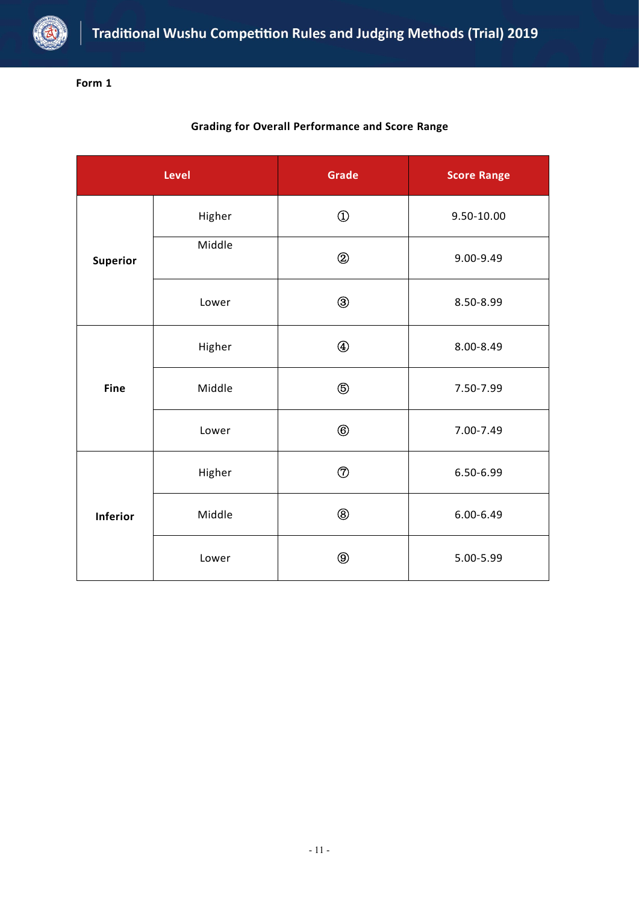Form 1

**Grading for Overall Performance and Score Range**

| Level | | Grade | Score Range |
|---|---|---|---|
| **Superior** | Higher | ① | 9.50-10.00 |
| | Middle | ② | 9.00-9.49 |
| | Lower | ③ | 8.50-8.99 |
| **Fine** | Higher | ④ | 8.00-8.49 |
| | Middle | ⑤ | 7.50-7.99 |
| | Lower | ⑥ | 7.00-7.49 |
| **Inferior** | Higher | ⑦ | 6.50-6.99 |
| | Middle | ⑧ | 6.00-6.49 |
| | Lower | ⑨ | 5.00-5.99 |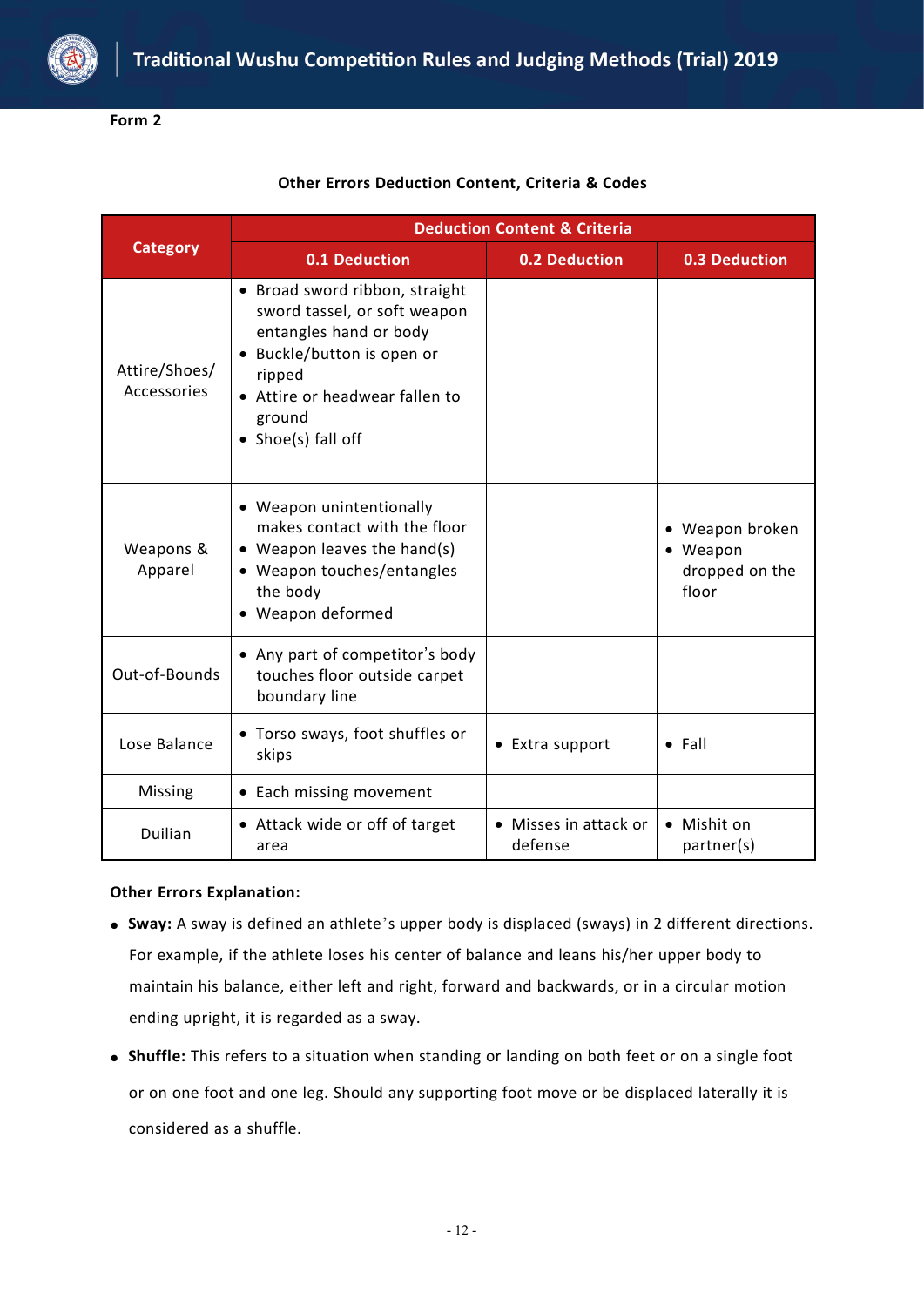Form 2

**Other Errors Deduction Content, Criteria & Codes**

| Category | Deduction Content & Criteria | | |
|---|---|---|---|
| | 0.1 Deduction | 0.2 Deduction | 0.3 Deduction |
| Attire/Shoes/ Accessories | • Broad sword ribbon, straight sword tassel, or soft weapon entangles hand or body<br>• Buckle/button is open or ripped<br>• Attire or headwear fallen to ground<br>• Shoe(s) fall off | | |
| Weapons & Apparel | • Weapon unintentionally makes contact with the floor<br>• Weapon leaves the hand(s)<br>• Weapon touches/entangles the body<br>• Weapon deformed | | • Weapon broken<br>• Weapon dropped on the floor |
| Out-of-Bounds | • Any part of competitor's body touches floor outside carpet boundary line | | |
| Lose Balance | • Torso sways, foot shuffles or skips | • Extra support | • Fall |
| Missing | • Each missing movement | | |
| Duilian | • Attack wide or off of target area | • Misses in attack or defense | • Mishit on partner(s) |

**Other Errors Explanation:**

- **Sway:** A sway is defined an athlete's upper body is displaced (sways) in 2 different directions. For example, if the athlete loses his center of balance and leans his/her upper body to maintain his balance, either left and right, forward and backwards, or in a circular motion ending upright, it is regarded as a sway.
- **Shuffle:** This refers to a situation when standing or landing on both feet or on a single foot or on one foot and one leg. Should any supporting foot move or be displaced laterally it is considered as a shuffle.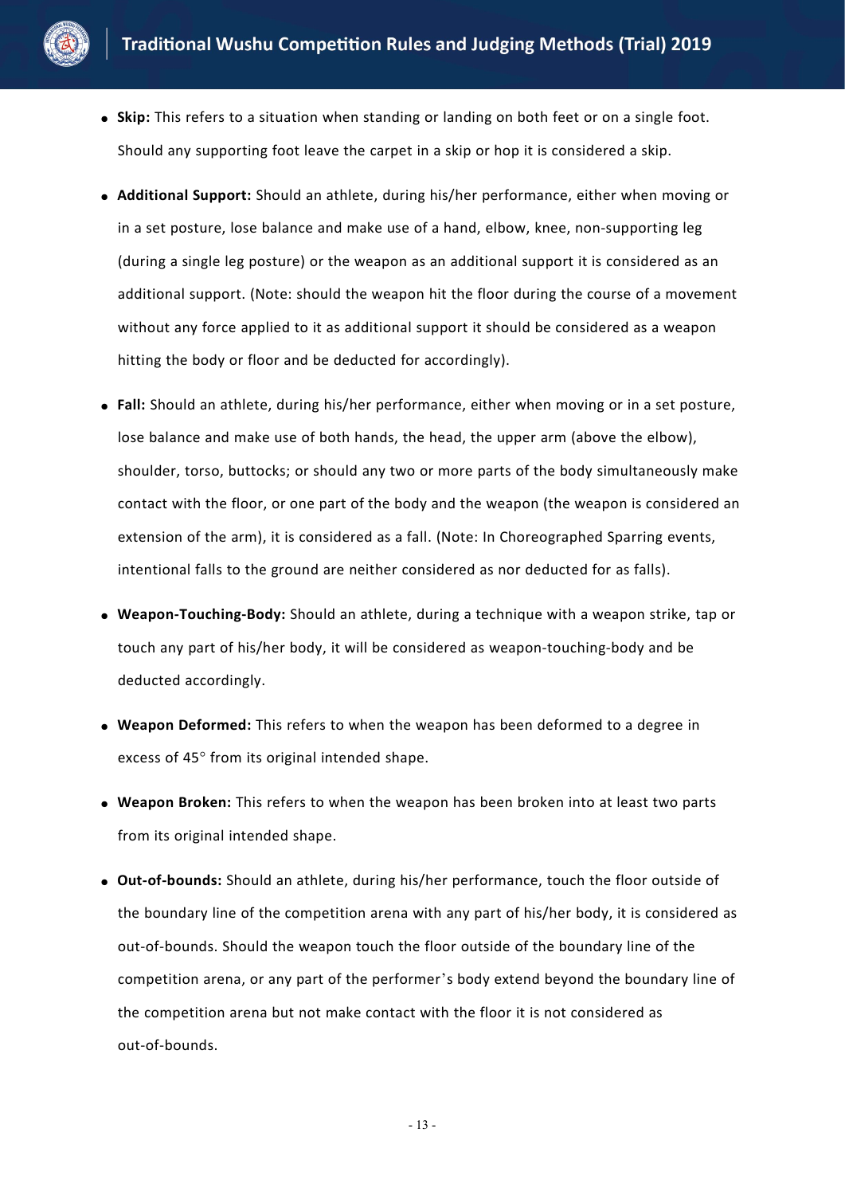- **Skip:** This refers to a situation when standing or landing on both feet or on a single foot. Should any supporting foot leave the carpet in a skip or hop it is considered a skip.
- **Additional Support:** Should an athlete, during his/her performance, either when moving or in a set posture, lose balance and make use of a hand, elbow, knee, non-supporting leg (during a single leg posture) or the weapon as an additional support it is considered as an additional support. (Note: should the weapon hit the floor during the course of a movement without any force applied to it as additional support it should be considered as a weapon hitting the body or floor and be deducted for accordingly).
- **Fall:** Should an athlete, during his/her performance, either when moving or in a set posture, lose balance and make use of both hands, the head, the upper arm (above the elbow), shoulder, torso, buttocks; or should any two or more parts of the body simultaneously make contact with the floor, or one part of the body and the weapon (the weapon is considered an extension of the arm), it is considered as a fall. (Note: In Choreographed Sparring events, intentional falls to the ground are neither considered as nor deducted for as falls).
- **Weapon-Touching-Body:** Should an athlete, during a technique with a weapon strike, tap or touch any part of his/her body, it will be considered as weapon-touching-body and be deducted accordingly.
- **Weapon Deformed:** This refers to when the weapon has been deformed to a degree in excess of 45° from its original intended shape.
- **Weapon Broken:** This refers to when the weapon has been broken into at least two parts from its original intended shape.
- **Out-of-bounds:** Should an athlete, during his/her performance, touch the floor outside of the boundary line of the competition arena with any part of his/her body, it is considered as out-of-bounds. Should the weapon touch the floor outside of the boundary line of the competition arena, or any part of the performer's body extend beyond the boundary line of the competition arena but not make contact with the floor it is not considered as out-of-bounds.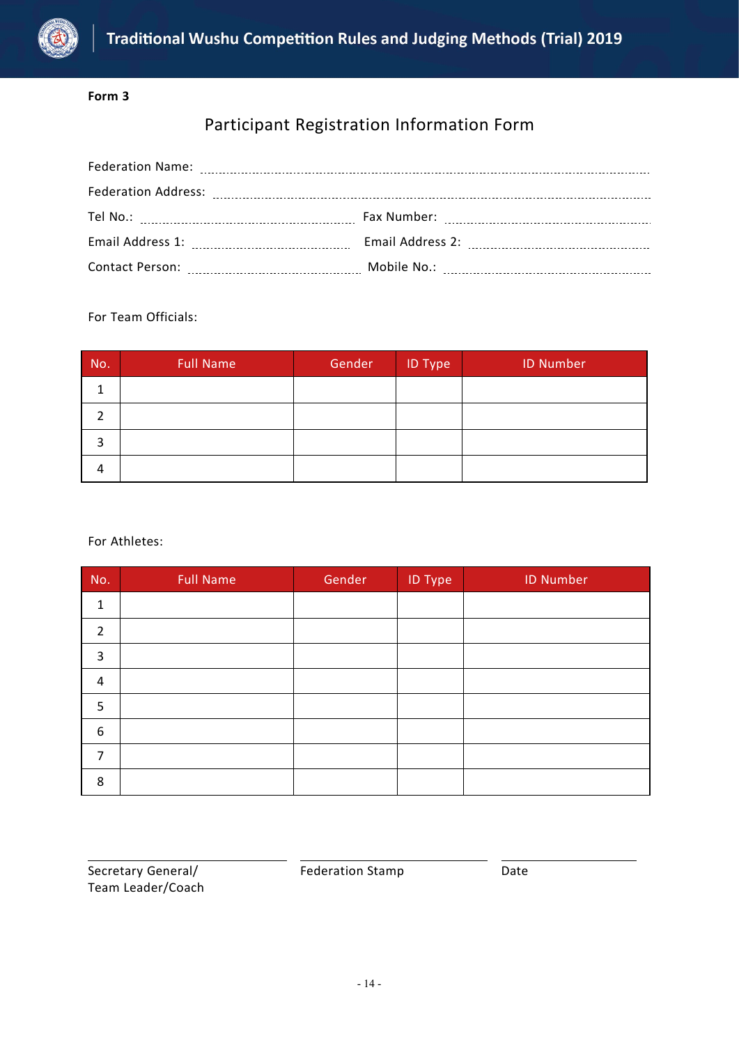**Form 3**

## Participant Registration Information Form

Federation Name: ......................................................................................................

Federation Address: ......................................................................................................

Tel No.: ........................................ Fax Number: ........................................

Email Address 1: ........................................ Email Address 2: ........................................

Contact Person: ........................................ Mobile No.: ........................................

For Team Officials:

| No. | Full Name | Gender | ID Type | ID Number |
|---|---|---|---|---|
| 1 | | | | |
| 2 | | | | |
| 3 | | | | |
| 4 | | | | |

For Athletes:

| No. | Full Name | Gender | ID Type | ID Number |
|---|---|---|---|---|
| 1 | | | | |
| 2 | | | | |
| 3 | | | | |
| 4 | | | | |
| 5 | | | | |
| 6 | | | | |
| 7 | | | | |
| 8 | | | | |

________________________ ________________________ ________________________

Secretary General/ Team Leader/Coach Federation Stamp Date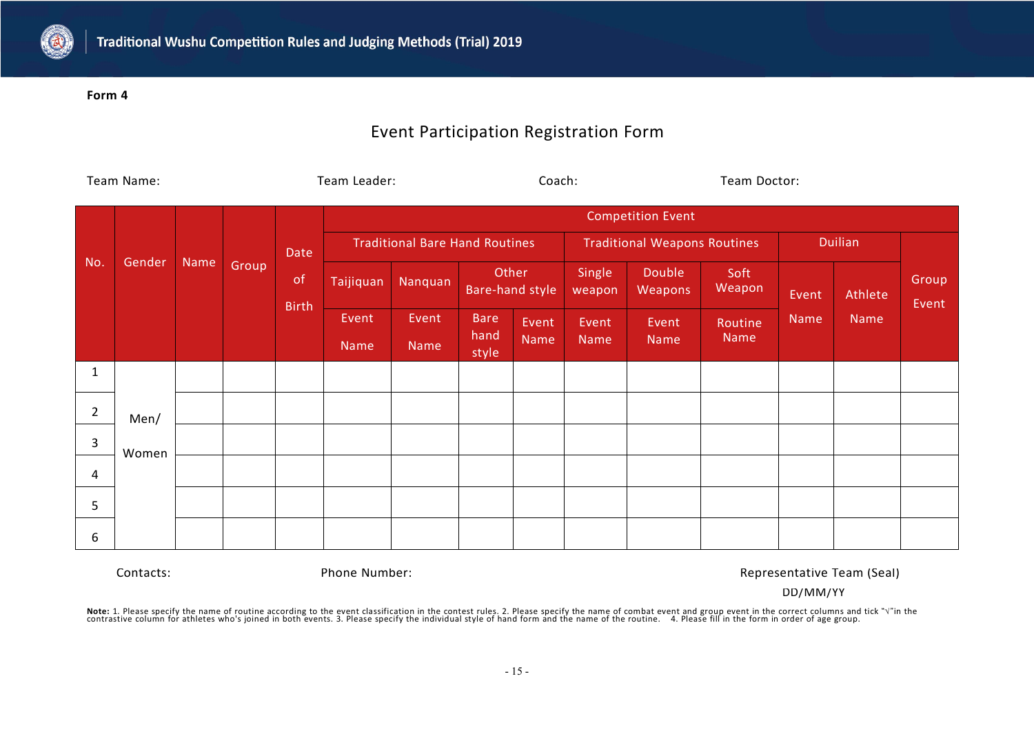**Form 4**

## Event Participation Registration Form

Team Name: Team Leader: Coach: Team Doctor:

| No. | Gender | Name | Group | Date of Birth | Competition Event | | | | | | | | | |
|---|---|---|---|---|---|---|---|---|---|---|---|---|---|---|
| | | | | | Traditional Bare Hand Routines | | | | Traditional Weapons Routines | | | Duilian | | Group Event |
| | | | | | Taijiquan | Nanquan | Other Bare-hand style | | Single weapon | Double Weapons | Soft Weapon | Event Name | Athlete Name | |
| | | | | | Event Name | Event Name | Bare hand style | Event Name | Event Name | Event Name | Routine Name | | | |
| 1 | Men/ Women | | | | | | | | | | | | | |
| 2 | | | | | | | | | | | | | | |
| 3 | | | | | | | | | | | | | | |
| 4 | | | | | | | | | | | | | | |
| 5 | | | | | | | | | | | | | | |
| 6 | | | | | | | | | | | | | | |

Contacts: Phone Number: Representative Team (Seal)

DD/MM/YY

**Note:** 1. Please specify the name of routine according to the event classification in the contest rules. 2. Please specify the name of combat event and group event in the correct columns and tick "√"in the contrastive column for athletes who's joined in both events. 3. Please specify the individual style of hand form and the name of the routine. 4. Please fill in the form in order of age group.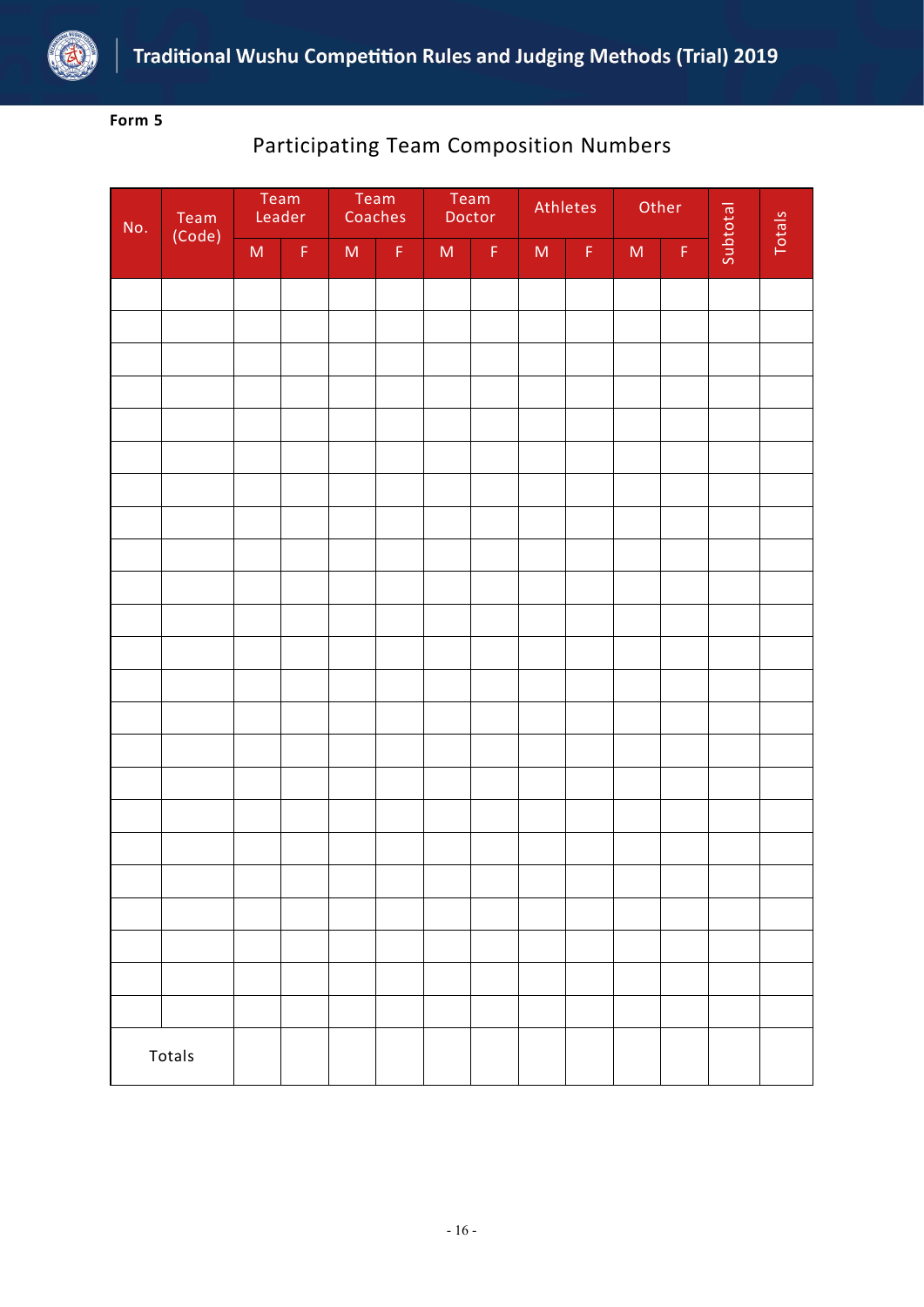**Form 5**

## Participating Team Composition Numbers

| No. | Team (Code) | Team Leader | | Team Coaches | | Team Doctor | | Athletes | | Other | | Subtotal | Totals |
|---|---|---|---|---|---|---|---|---|---|---|---|---|---|
| | | M | F | M | F | M | F | M | F | M | F | | |
| | | | | | | | | | | | | | |
| | | | | | | | | | | | | | |
| | | | | | | | | | | | | | |
| | | | | | | | | | | | | | |
| | | | | | | | | | | | | | |
| | | | | | | | | | | | | | |
| | | | | | | | | | | | | | |
| | | | | | | | | | | | | | |
| | | | | | | | | | | | | | |
| | | | | | | | | | | | | | |
| | | | | | | | | | | | | | |
| | | | | | | | | | | | | | |
| | | | | | | | | | | | | | |
| | | | | | | | | | | | | | |
| | | | | | | | | | | | | | |
| | | | | | | | | | | | | | |
| | | | | | | | | | | | | | |
| | | | | | | | | | | | | | |
| | | | | | | | | | | | | | |
| | | | | | | | | | | | | | |
| | | | | | | | | | | | | | |
| | | | | | | | | | | | | | |
| | | | | | | | | | | | | | |
| Totals | | | | | | | | | | | | | |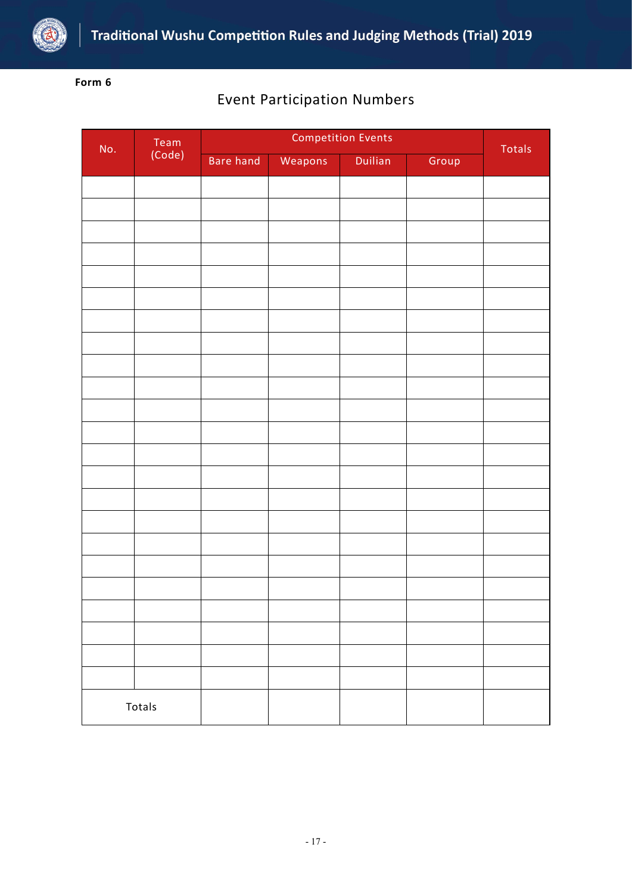**Form 6**

## Event Participation Numbers

| No. | Team (Code) | Competition Events | | | | Totals |
|---|---|---|---|---|---|---|
| | | Bare hand | Weapons | Duilian | Group | |
| | | | | | | |
| | | | | | | |
| | | | | | | |
| | | | | | | |
| | | | | | | |
| | | | | | | |
| | | | | | | |
| | | | | | | |
| | | | | | | |
| | | | | | | |
| | | | | | | |
| | | | | | | |
| | | | | | | |
| | | | | | | |
| | | | | | | |
| | | | | | | |
| | | | | | | |
| | | | | | | |
| | | | | | | |
| | | | | | | |
| | | | | | | |
| | | | | | | |
| | | | | | | |
| Totals | | | | | | |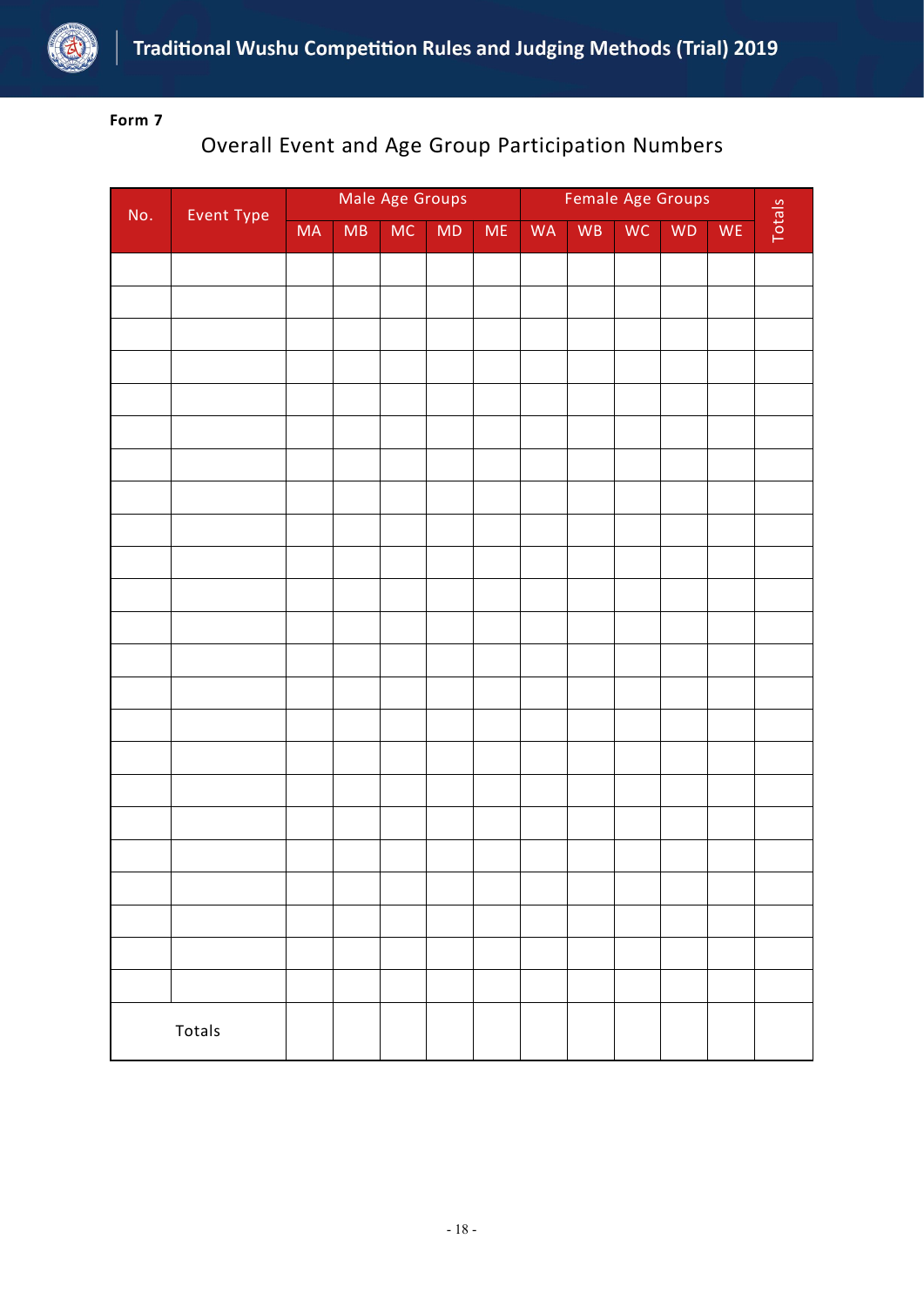**Form 7**

## Overall Event and Age Group Participation Numbers

| No. | Event Type | Male Age Groups | | | | | Female Age Groups | | | | | Totals |
|---|---|---|---|---|---|---|---|---|---|---|---|---|
| | | MA | MB | MC | MD | ME | WA | WB | WC | WD | WE | |
| | | | | | | | | | | | | |
| | | | | | | | | | | | | |
| | | | | | | | | | | | | |
| | | | | | | | | | | | | |
| | | | | | | | | | | | | |
| | | | | | | | | | | | | |
| | | | | | | | | | | | | |
| | | | | | | | | | | | | |
| | | | | | | | | | | | | |
| | | | | | | | | | | | | |
| | | | | | | | | | | | | |
| | | | | | | | | | | | | |
| | | | | | | | | | | | | |
| | | | | | | | | | | | | |
| | | | | | | | | | | | | |
| | | | | | | | | | | | | |
| | | | | | | | | | | | | |
| | | | | | | | | | | | | |
| | | | | | | | | | | | | |
| | | | | | | | | | | | | |
| | | | | | | | | | | | | |
| | | | | | | | | | | | | |
| | | | | | | | | | | | | |
| Totals | | | | | | | | | | | | |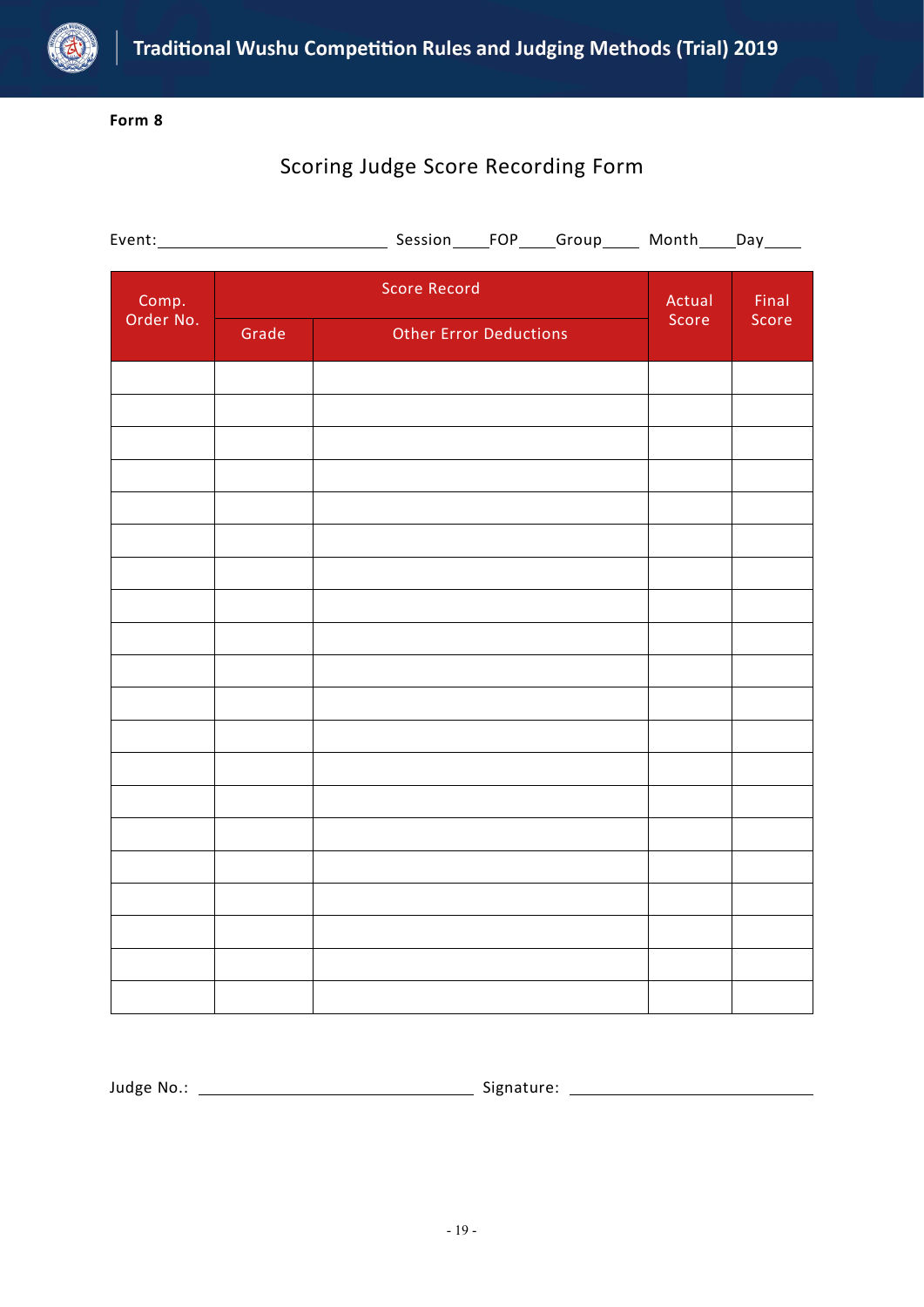**Form 8**

## Scoring Judge Score Recording Form

Event:\_\_\_\_\_\_\_\_\_\_\_\_\_\_\_\_\_\_\_\_\_\_\_\_\_\_\_\_ Session\_\_\_\_FOP\_\_\_\_Group\_\_\_\_ Month\_\_\_\_Day\_\_\_\_

| Comp. Order No. | Score Record | | Actual Score | Final Score |
|---|---|---|---|---|
| | Grade | Other Error Deductions | | |
| | | | | |
| | | | | |
| | | | | |
| | | | | |
| | | | | |
| | | | | |
| | | | | |
| | | | | |
| | | | | |
| | | | | |
| | | | | |
| | | | | |
| | | | | |
| | | | | |
| | | | | |
| | | | | |
| | | | | |
| | | | | |
| | | | | |
| | | | | |

Judge No.: \_\_\_\_\_\_\_\_\_\_\_\_\_\_\_\_\_\_\_\_\_\_\_\_\_\_\_\_ Signature: \_\_\_\_\_\_\_\_\_\_\_\_\_\_\_\_\_\_\_\_\_\_\_\_\_\_\_\_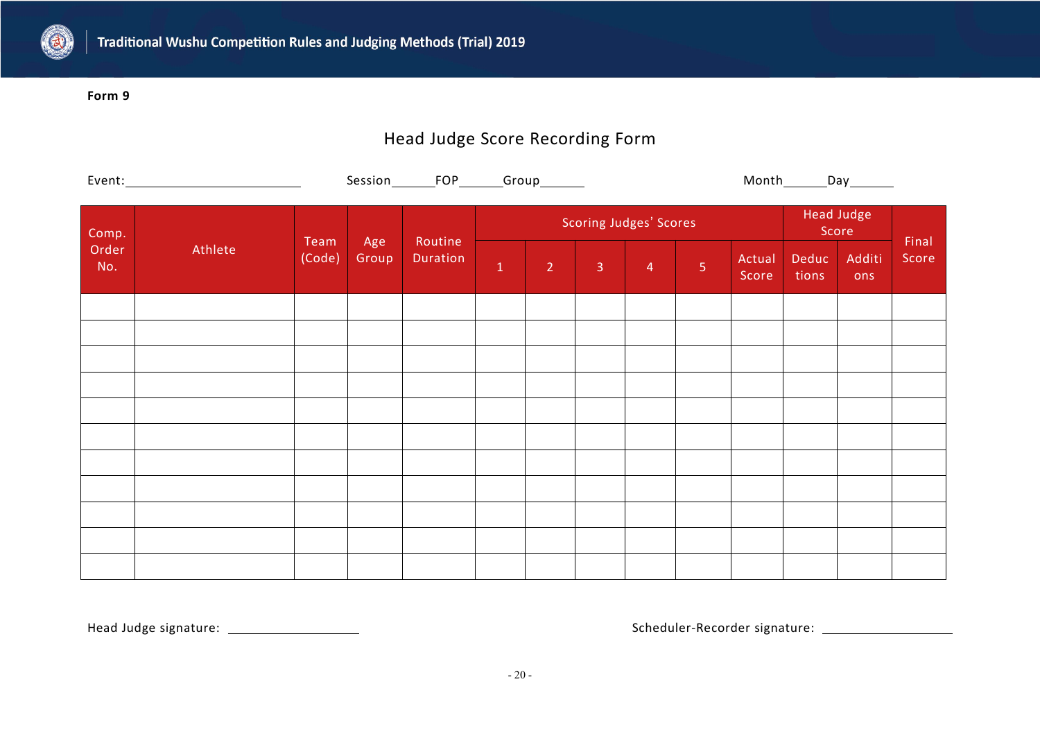**Form 9**

## Head Judge Score Recording Form

Event:________________ Session______FOP______Group______ Month______Day______

| Comp. Order No. | Athlete | Team (Code) | Age Group | Routine Duration | Scoring Judges' Scores | | | | | | Head Judge Score | | Final Score |
|---|---|---|---|---|---|---|---|---|---|---|---|---|---|
| | | | | | 1 | 2 | 3 | 4 | 5 | Actual Score | Deductions | Additions | |
| | | | | | | | | | | | | | |
| | | | | | | | | | | | | | |
| | | | | | | | | | | | | | |
| | | | | | | | | | | | | | |
| | | | | | | | | | | | | | |
| | | | | | | | | | | | | | |
| | | | | | | | | | | | | | |
| | | | | | | | | | | | | | |
| | | | | | | | | | | | | | |
| | | | | | | | | | | | | | |
| | | | | | | | | | | | | | |

Head Judge signature: ________________ Scheduler-Recorder signature: ________________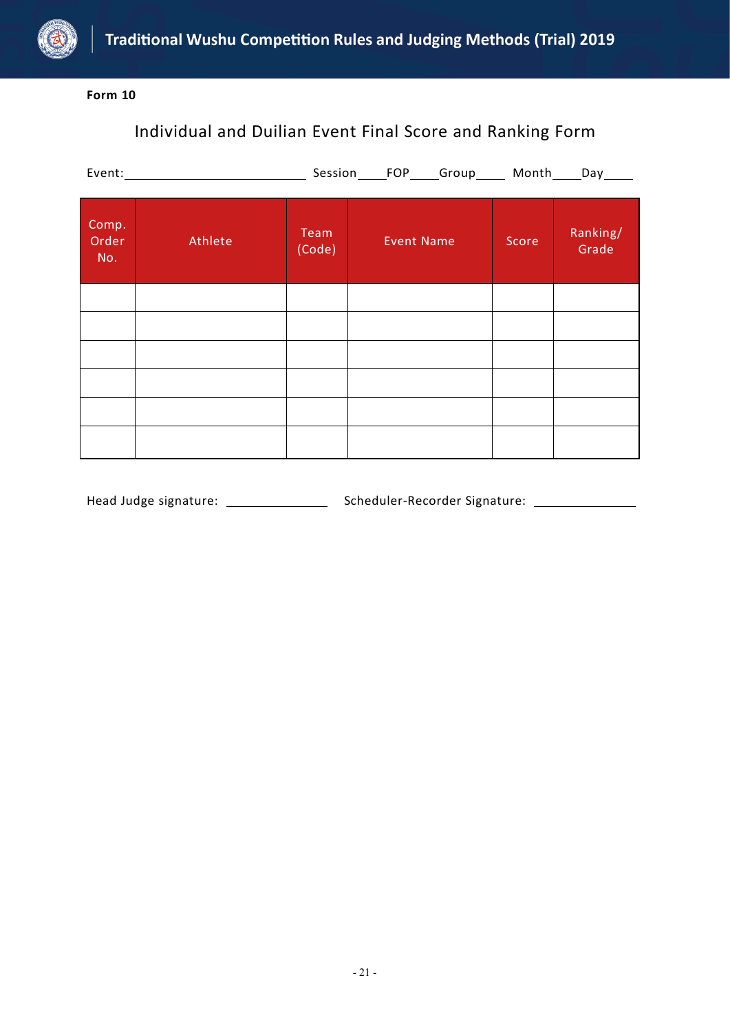**Form 10**

## Individual and Duilian Event Final Score and Ranking Form

Event:\_\_\_\_\_\_\_\_\_\_\_\_\_\_\_\_\_\_\_\_\_\_\_\_\_\_ Session\_\_\_\_FOP\_\_\_\_Group\_\_\_\_ Month\_\_\_\_Day\_\_\_\_

| Comp. Order No. | Athlete | Team (Code) | Event Name | Score | Ranking/ Grade |
|---|---|---|---|---|---|
| | | | | | |
| | | | | | |
| | | | | | |
| | | | | | |
| | | | | | |
| | | | | | |

Head Judge signature: \_\_\_\_\_\_\_\_\_\_\_\_\_\_\_ Scheduler-Recorder Signature: \_\_\_\_\_\_\_\_\_\_\_\_\_\_\_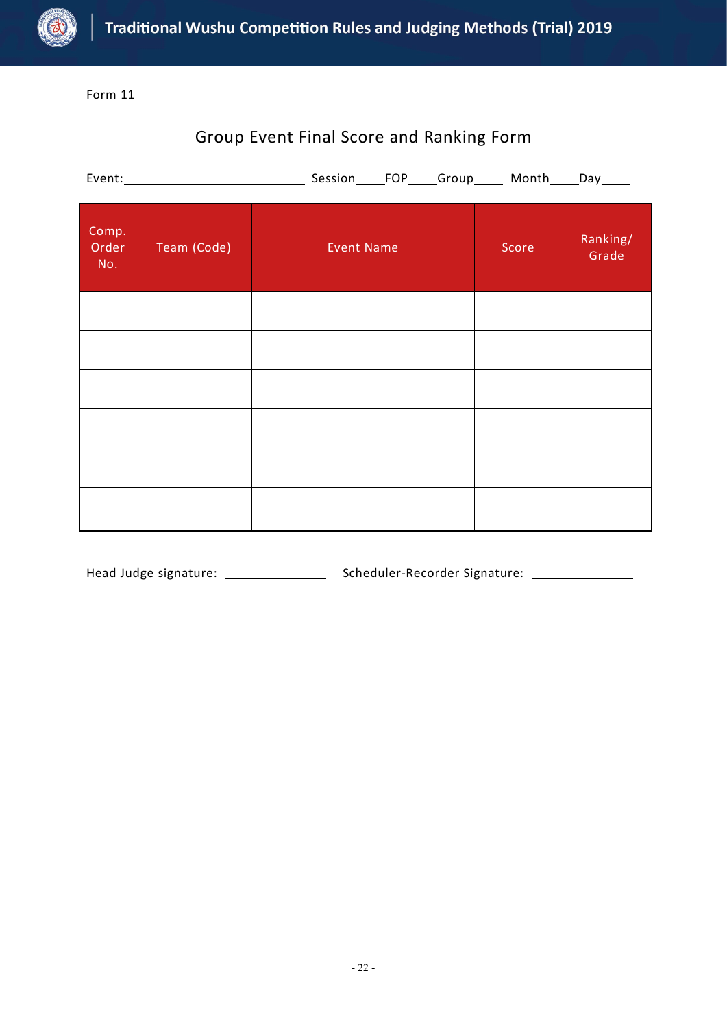Form 11

## Group Event Final Score and Ranking Form

Event:\_\_\_\_\_\_\_\_\_\_\_\_\_\_\_\_\_\_\_\_\_\_\_\_\_\_ Session\_\_\_\_FOP\_\_\_\_Group\_\_\_\_ Month\_\_\_\_Day\_\_\_\_

| Comp. Order No. | Team (Code) | Event Name | Score | Ranking/ Grade |
|---|---|---|---|---|
| | | | | |
| | | | | |
| | | | | |
| | | | | |
| | | | | |
| | | | | |

Head Judge signature: \_\_\_\_\_\_\_\_\_\_\_\_\_\_\_ Scheduler-Recorder Signature: \_\_\_\_\_\_\_\_\_\_\_\_\_\_\_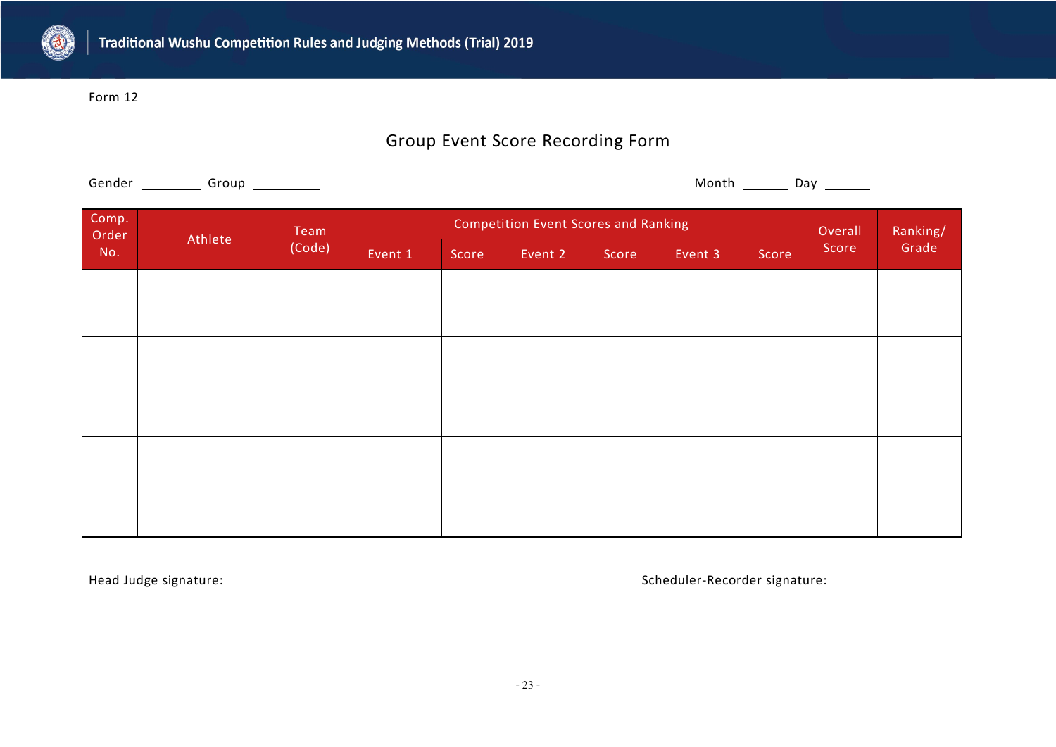Form 12

## Group Event Score Recording Form

Gender ________ Group ________ Month ______ Day ______

| Comp. Order No. | Athlete | Team (Code) | Competition Event Scores and Ranking | | | | | | Overall Score | Ranking/ Grade |
|---|---|---|---|---|---|---|---|---|---|---|
| | | | Event 1 | Score | Event 2 | Score | Event 3 | Score | | |
| | | | | | | | | | | |
| | | | | | | | | | | |
| | | | | | | | | | | |
| | | | | | | | | | | |
| | | | | | | | | | | |
| | | | | | | | | | | |
| | | | | | | | | | | |
| | | | | | | | | | | |

Head Judge signature: ____________________ Scheduler-Recorder signature: ____________________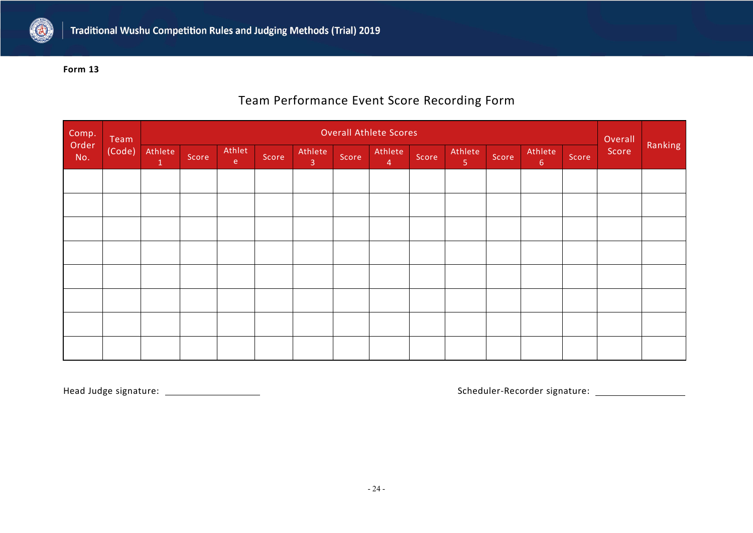**Form 13**

## Team Performance Event Score Recording Form

| Comp. Order No. | Team (Code) | Overall Athlete Scores | | | | | | | | | | | | Overall Score | Ranking |
|---|---|---|---|---|---|---|---|---|---|---|---|---|---|---|---|
| | | Athlete 1 | Score | Athlete | Score | Athlete 3 | Score | Athlete 4 | Score | Athlete 5 | Score | Athlete 6 | Score | | |
| | | | | | | | | | | | | | | | |
| | | | | | | | | | | | | | | | |
| | | | | | | | | | | | | | | | |
| | | | | | | | | | | | | | | | |
| | | | | | | | | | | | | | | | |
| | | | | | | | | | | | | | | | |
| | | | | | | | | | | | | | | | |
| | | | | | | | | | | | | | | | |

Head Judge signature: ____________________

Scheduler-Recorder signature: ____________________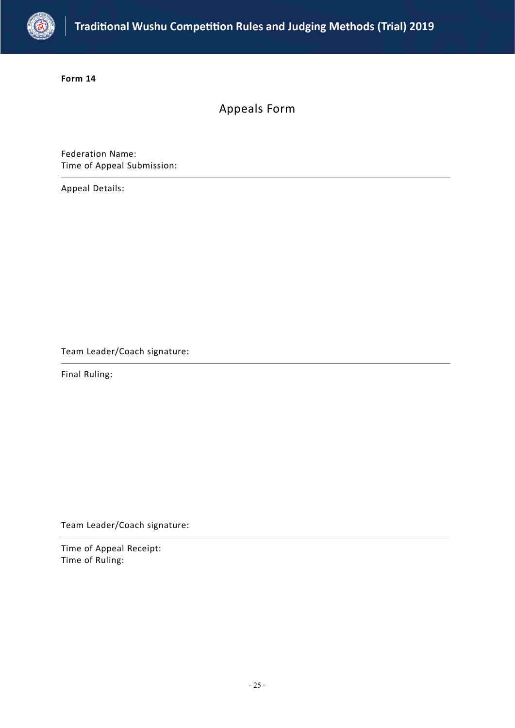**Form 14**

# Appeals Form

Federation Name:
Time of Appeal Submission:

---

Appeal Details:

Team Leader/Coach signature:

---

Final Ruling:

Team Leader/Coach signature:

---

Time of Appeal Receipt:
Time of Ruling: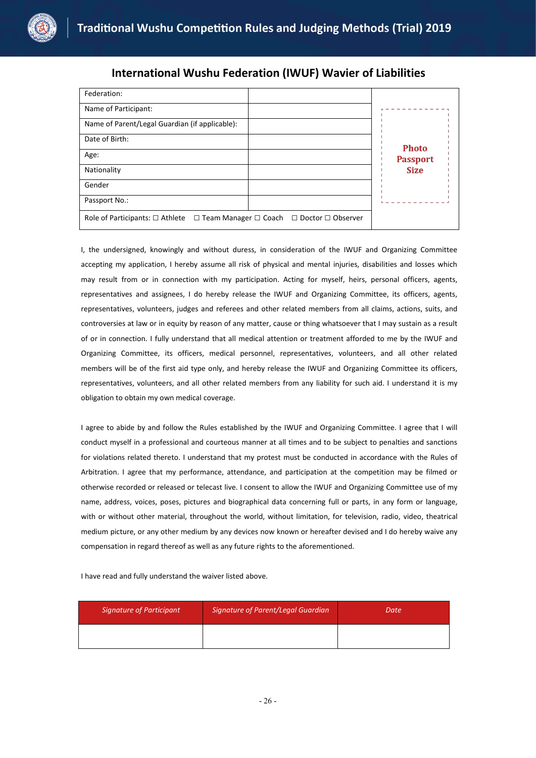## International Wushu Federation (IWUF) Wavier of Liabilities

| | | |
|---|---|---|
| Federation: | | |
| Name of Participant: | | Photo Passport Size |
| Name of Parent/Legal Guardian (if applicable): | | |
| Date of Birth: | | |
| Age: | | |
| Nationality | | |
| Gender | | |
| Passport No.: | | |
| Role of Participants: ☐ Athlete ☐ Team Manager ☐ Coach ☐ Doctor ☐ Observer | | |

I, the undersigned, knowingly and without duress, in consideration of the IWUF and Organizing Committee accepting my application, I hereby assume all risk of physical and mental injuries, disabilities and losses which may result from or in connection with my participation. Acting for myself, heirs, personal officers, agents, representatives and assignees, I do hereby release the IWUF and Organizing Committee, its officers, agents, representatives, volunteers, judges and referees and other related members from all claims, actions, suits, and controversies at law or in equity by reason of any matter, cause or thing whatsoever that I may sustain as a result of or in connection. I fully understand that all medical attention or treatment afforded to me by the IWUF and Organizing Committee, its officers, medical personnel, representatives, volunteers, and all other related members will be of the first aid type only, and hereby release the IWUF and Organizing Committee its officers, representatives, volunteers, and all other related members from any liability for such aid. I understand it is my obligation to obtain my own medical coverage.

I agree to abide by and follow the Rules established by the IWUF and Organizing Committee. I agree that I will conduct myself in a professional and courteous manner at all times and to be subject to penalties and sanctions for violations related thereto. I understand that my protest must be conducted in accordance with the Rules of Arbitration. I agree that my performance, attendance, and participation at the competition may be filmed or otherwise recorded or released or telecast live. I consent to allow the IWUF and Organizing Committee use of my name, address, voices, poses, pictures and biographical data concerning full or parts, in any form or language, with or without other material, throughout the world, without limitation, for television, radio, video, theatrical medium picture, or any other medium by any devices now known or hereafter devised and I do hereby waive any compensation in regard thereof as well as any future rights to the aforementioned.

I have read and fully understand the waiver listed above.

| *Signature of Participant* | *Signature of Parent/Legal Guardian* | *Date* |
|---|---|---|
| | | |